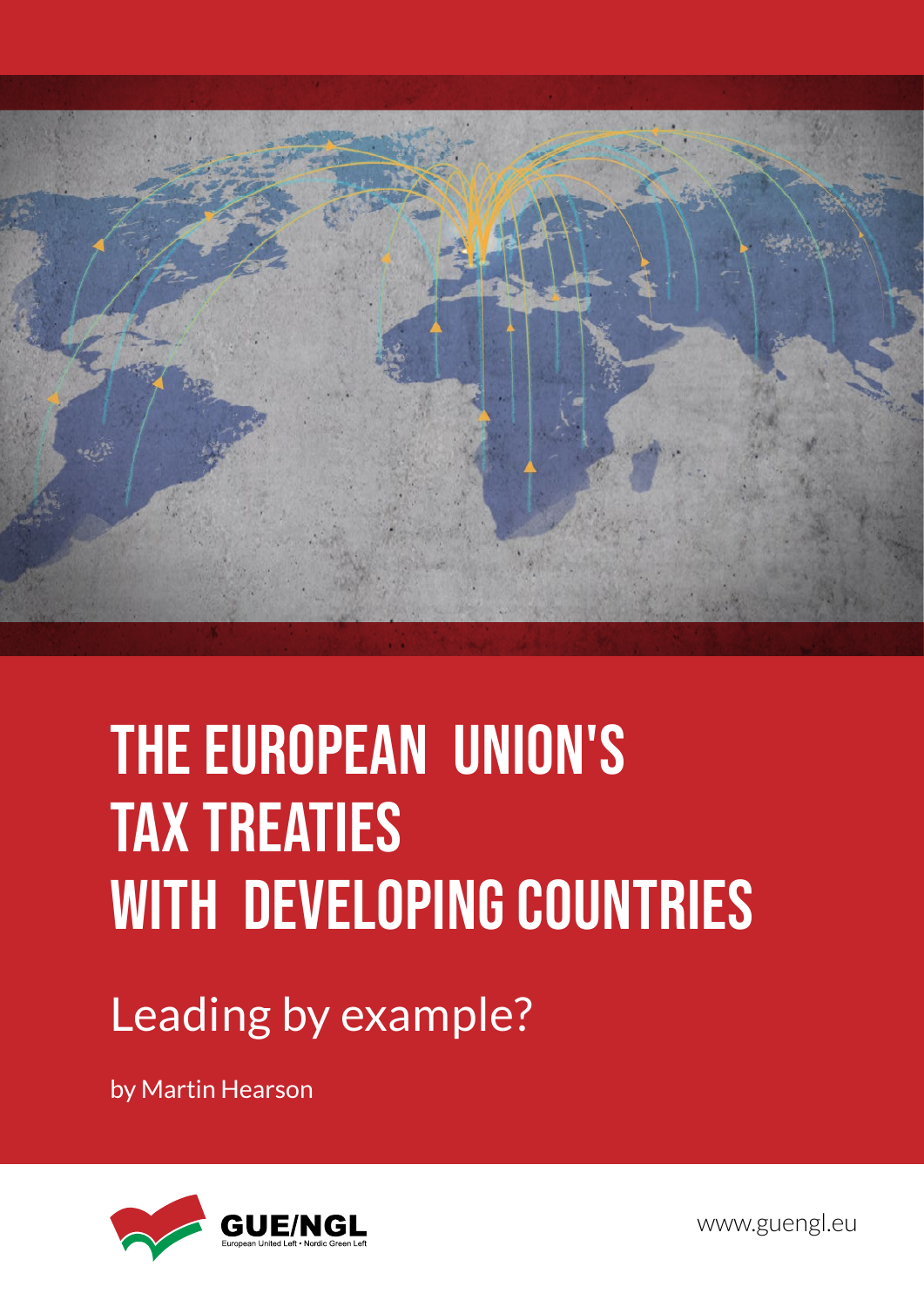# THE EUROPEAN UNION'S TAX TREATIES WITH DEVELOPING COUNTRIES

## Leading by example?

by Martin Hearson

GUE/NGL

European United Left • Nordic Green Left

www.guengl.eu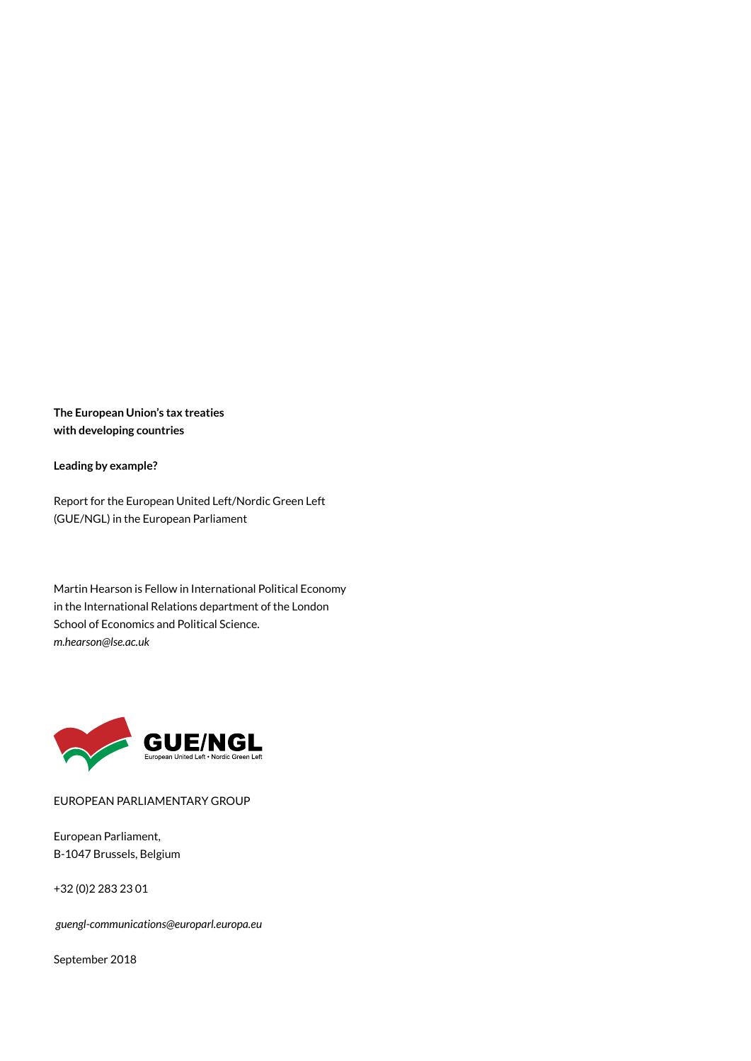**The European Union's tax treaties with developing countries**

**Leading by example?**

Report for the European United Left/Nordic Green Left (GUE/NGL) in the European Parliament

Martin Hearson is Fellow in International Political Economy in the International Relations department of the London School of Economics and Political Science.
*m.hearson@lse.ac.uk*

GUE/NGL
European United Left • Nordic Green Left

EUROPEAN PARLIAMENTARY GROUP

European Parliament,
B-1047 Brussels, Belgium

+32 (0)2 283 23 01

*guengl-communications@europarl.europa.eu*

September 2018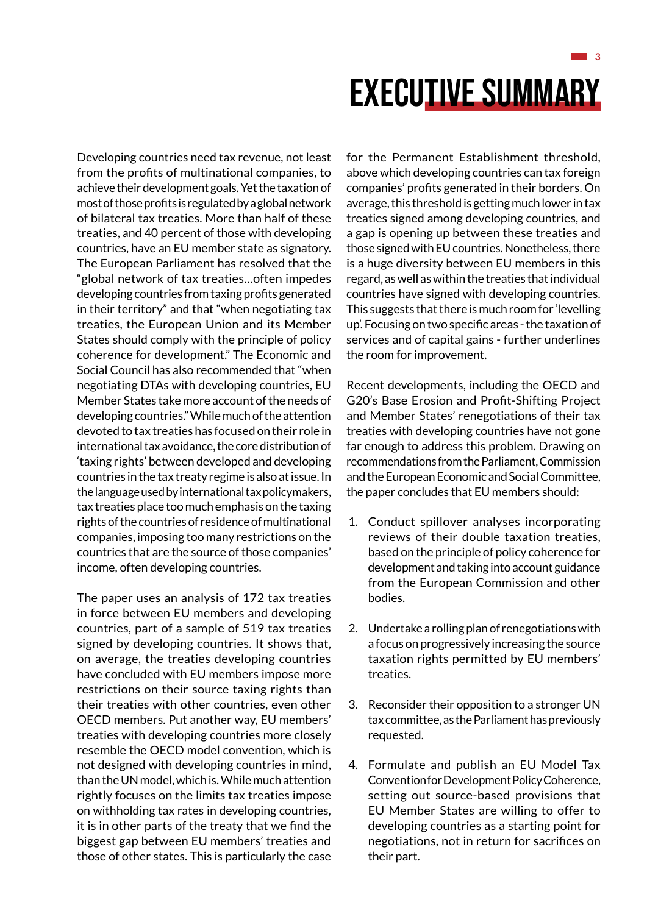# EXECUTIVE SUMMARY

Developing countries need tax revenue, not least from the profits of multinational companies, to achieve their development goals. Yet the taxation of most of those profits is regulated by a global network of bilateral tax treaties. More than half of these treaties, and 40 percent of those with developing countries, have an EU member state as signatory. The European Parliament has resolved that the "global network of tax treaties…often impedes developing countries from taxing profits generated in their territory" and that "when negotiating tax treaties, the European Union and its Member States should comply with the principle of policy coherence for development." The Economic and Social Council has also recommended that "when negotiating DTAs with developing countries, EU Member States take more account of the needs of developing countries." While much of the attention devoted to tax treaties has focused on their role in international tax avoidance, the core distribution of 'taxing rights' between developed and developing countries in the tax treaty regime is also at issue. In the language used by international tax policymakers, tax treaties place too much emphasis on the taxing rights of the countries of residence of multinational companies, imposing too many restrictions on the countries that are the source of those companies' income, often developing countries.

The paper uses an analysis of 172 tax treaties in force between EU members and developing countries, part of a sample of 519 tax treaties signed by developing countries. It shows that, on average, the treaties developing countries have concluded with EU members impose more restrictions on their source taxing rights than their treaties with other countries, even other OECD members. Put another way, EU members' treaties with developing countries more closely resemble the OECD model convention, which is not designed with developing countries in mind, than the UN model, which is. While much attention rightly focuses on the limits tax treaties impose on withholding tax rates in developing countries, it is in other parts of the treaty that we find the biggest gap between EU members' treaties and those of other states. This is particularly the case for the Permanent Establishment threshold, above which developing countries can tax foreign companies' profits generated in their borders. On average, this threshold is getting much lower in tax treaties signed among developing countries, and a gap is opening up between these treaties and those signed with EU countries. Nonetheless, there is a huge diversity between EU members in this regard, as well as within the treaties that individual countries have signed with developing countries. This suggests that there is much room for 'levelling up'. Focusing on two specific areas - the taxation of services and of capital gains - further underlines the room for improvement.

Recent developments, including the OECD and G20's Base Erosion and Profit-Shifting Project and Member States' renegotiations of their tax treaties with developing countries have not gone far enough to address this problem. Drawing on recommendations from the Parliament, Commission and the European Economic and Social Committee, the paper concludes that EU members should:

1. Conduct spillover analyses incorporating reviews of their double taxation treaties, based on the principle of policy coherence for development and taking into account guidance from the European Commission and other bodies.

2. Undertake a rolling plan of renegotiations with a focus on progressively increasing the source taxation rights permitted by EU members' treaties.

3. Reconsider their opposition to a stronger UN tax committee, as the Parliament has previously requested.

4. Formulate and publish an EU Model Tax Convention for Development Policy Coherence, setting out source-based provisions that EU Member States are willing to offer to developing countries as a starting point for negotiations, not in return for sacrifices on their part.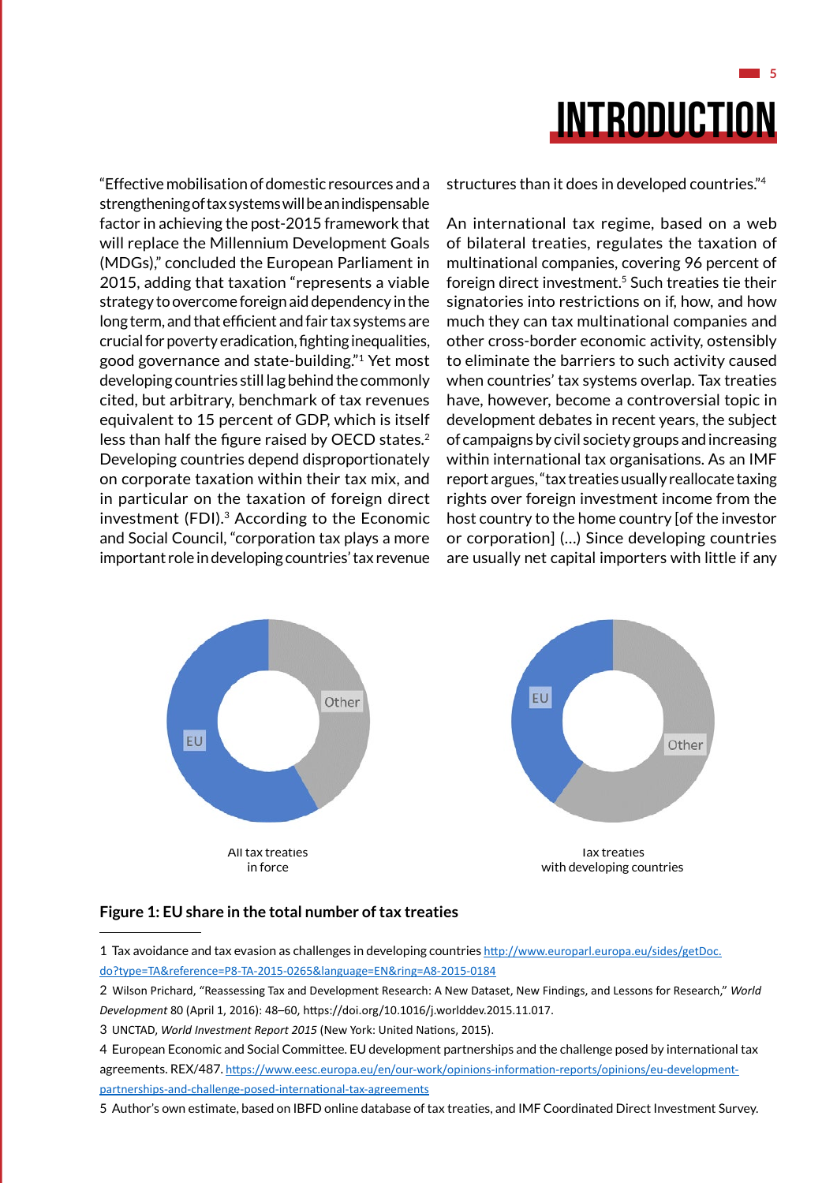# INTRODUCTION

"Effective mobilisation of domestic resources and a strengthening of tax systems will be an indispensable factor in achieving the post-2015 framework that will replace the Millennium Development Goals (MDGs)," concluded the European Parliament in 2015, adding that taxation "represents a viable strategy to overcome foreign aid dependency in the long term, and that efficient and fair tax systems are crucial for poverty eradication, fighting inequalities, good governance and state-building."[1] Yet most developing countries still lag behind the commonly cited, but arbitrary, benchmark of tax revenues equivalent to 15 percent of GDP, which is itself less than half the figure raised by OECD states.[2] Developing countries depend disproportionately on corporate taxation within their tax mix, and in particular on the taxation of foreign direct investment (FDI).[3] According to the Economic and Social Council, "corporation tax plays a more important role in developing countries' tax revenue structures than it does in developed countries."[4]

An international tax regime, based on a web of bilateral treaties, regulates the taxation of multinational companies, covering 96 percent of foreign direct investment.[5] Such treaties tie their signatories into restrictions on if, how, and how much they can tax multinational companies and other cross-border economic activity, ostensibly to eliminate the barriers to such activity caused when countries' tax systems overlap. Tax treaties have, however, become a controversial topic in development debates in recent years, the subject of campaigns by civil society groups and increasing within international tax organisations. As an IMF report argues, "tax treaties usually reallocate taxing rights over foreign investment income from the host country to the home country [of the investor or corporation] (...) Since developing countries are usually net capital importers with little if any

Other

EU

All tax treaties in force

EU

Other

Tax treaties with developing countries

**Figure 1: EU share in the total number of tax treaties**

---

1 Tax avoidance and tax evasion as challenges in developing countries http://www.europarl.europa.eu/sides/getDoc.do?type=TA&reference=P8-TA-2015-0265&language=EN&ring=A8-2015-0184

2 Wilson Prichard, "Reassessing Tax and Development Research: A New Dataset, New Findings, and Lessons for Research," *World Development* 80 (April 1, 2016): 48–60, https://doi.org/10.1016/j.worlddev.2015.11.017.

3 UNCTAD, *World Investment Report 2015* (New York: United Nations, 2015).

4 European Economic and Social Committee. EU development partnerships and the challenge posed by international tax agreements. REX/487. https://www.eesc.europa.eu/en/our-work/opinions-information-reports/opinions/eu-development-partnerships-and-challenge-posed-international-tax-agreements

5 Author's own estimate, based on IBFD online database of tax treaties, and IMF Coordinated Direct Investment Survey.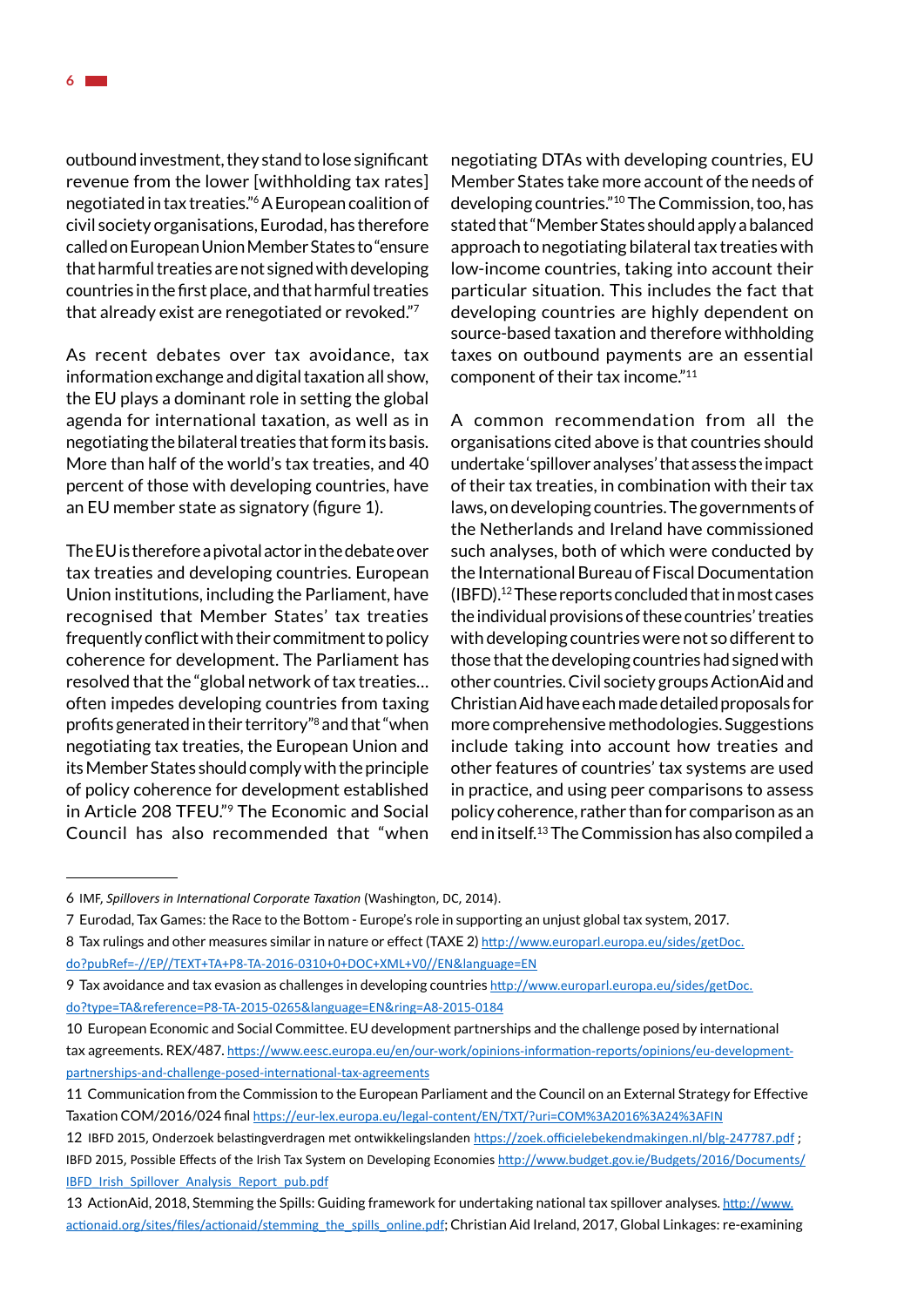outbound investment, they stand to lose significant revenue from the lower [withholding tax rates] negotiated in tax treaties."[6] A European coalition of civil society organisations, Eurodad, has therefore called on European Union Member States to "ensure that harmful treaties are not signed with developing countries in the first place, and that harmful treaties that already exist are renegotiated or revoked."[7]

As recent debates over tax avoidance, tax information exchange and digital taxation all show, the EU plays a dominant role in setting the global agenda for international taxation, as well as in negotiating the bilateral treaties that form its basis. More than half of the world's tax treaties, and 40 percent of those with developing countries, have an EU member state as signatory (figure 1).

The EU is therefore a pivotal actor in the debate over tax treaties and developing countries. European Union institutions, including the Parliament, have recognised that Member States' tax treaties frequently conflict with their commitment to policy coherence for development. The Parliament has resolved that the "global network of tax treaties… often impedes developing countries from taxing profits generated in their territory"[8] and that "when negotiating tax treaties, the European Union and its Member States should comply with the principle of policy coherence for development established in Article 208 TFEU."[9] The Economic and Social Council has also recommended that "when negotiating DTAs with developing countries, EU Member States take more account of the needs of developing countries."[10] The Commission, too, has stated that "Member States should apply a balanced approach to negotiating bilateral tax treaties with low-income countries, taking into account their particular situation. This includes the fact that developing countries are highly dependent on source-based taxation and therefore withholding taxes on outbound payments are an essential component of their tax income."[11]

A common recommendation from all the organisations cited above is that countries should undertake 'spillover analyses' that assess the impact of their tax treaties, in combination with their tax laws, on developing countries. The governments of the Netherlands and Ireland have commissioned such analyses, both of which were conducted by the International Bureau of Fiscal Documentation (IBFD).[12] These reports concluded that in most cases the individual provisions of these countries' treaties with developing countries were not so different to those that the developing countries had signed with other countries. Civil society groups ActionAid and Christian Aid have each made detailed proposals for more comprehensive methodologies. Suggestions include taking into account how treaties and other features of countries' tax systems are used in practice, and using peer comparisons to assess policy coherence, rather than for comparison as an end in itself.[13] The Commission has also compiled a

---

6 IMF, *Spillovers in International Corporate Taxation* (Washington, DC, 2014).

7 Eurodad, Tax Games: the Race to the Bottom - Europe's role in supporting an unjust global tax system, 2017.

8 Tax rulings and other measures similar in nature or effect (TAXE 2) http://www.europarl.europa.eu/sides/getDoc.do?pubRef=-//EP//TEXT+TA+P8-TA-2016-0310+0+DOC+XML+V0//EN&language=EN

9 Tax avoidance and tax evasion as challenges in developing countries http://www.europarl.europa.eu/sides/getDoc.do?type=TA&reference=P8-TA-2015-0265&language=EN&ring=A8-2015-0184

10 European Economic and Social Committee. EU development partnerships and the challenge posed by international tax agreements. REX/487. https://www.eesc.europa.eu/en/our-work/opinions-information-reports/opinions/eu-development-partnerships-and-challenge-posed-international-tax-agreements

11 Communication from the Commission to the European Parliament and the Council on an External Strategy for Effective Taxation COM/2016/024 final https://eur-lex.europa.eu/legal-content/EN/TXT/?uri=COM%3A2016%3A24%3AFIN

12 IBFD 2015, Onderzoek belastingverdragen met ontwikkelingslanden https://zoek.officielebekendmakingen.nl/blg-247787.pdf ; IBFD 2015, Possible Effects of the Irish Tax System on Developing Economies http://www.budget.gov.ie/Budgets/2016/Documents/IBFD_Irish_Spillover_Analysis_Report_pub.pdf

13 ActionAid, 2018, Stemming the Spills: Guiding framework for undertaking national tax spillover analyses. http://www.actionaid.org/sites/files/actionaid/stemming_the_spills_online.pdf; Christian Aid Ireland, 2017, Global Linkages: re-examining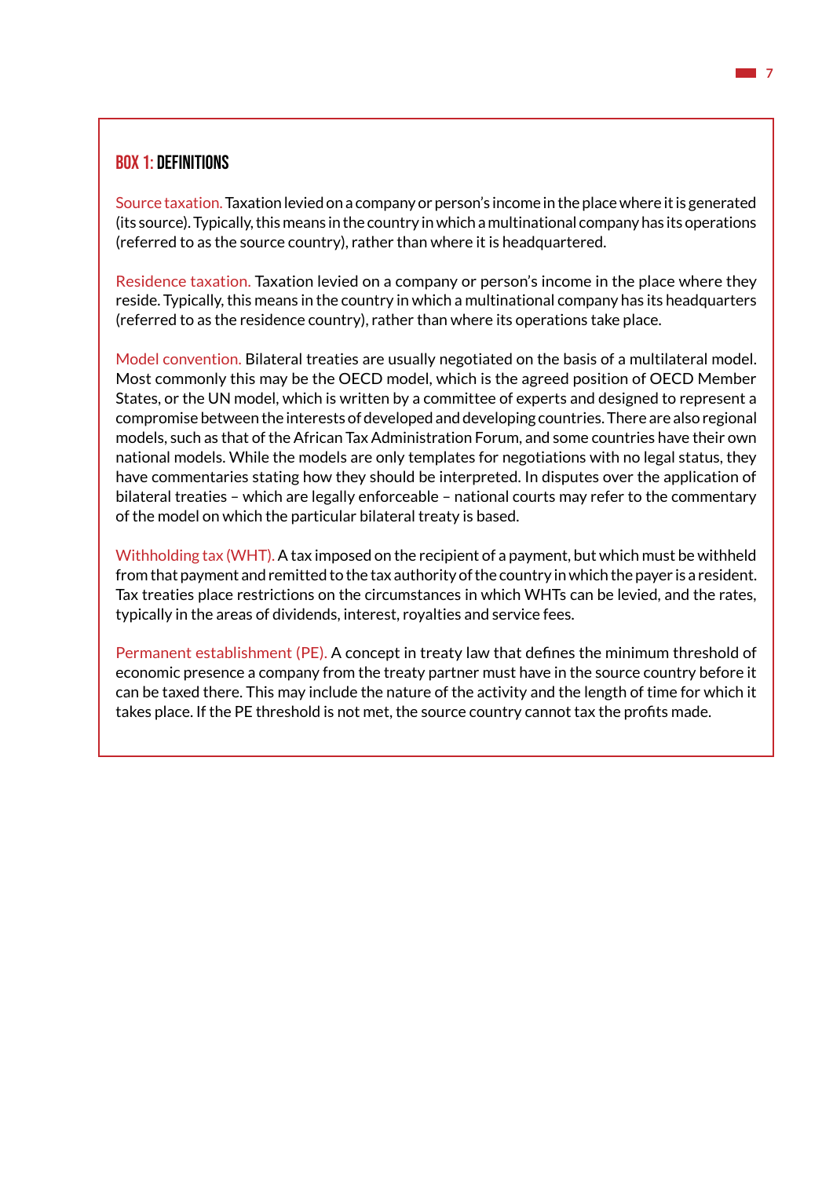## BOX 1: DEFINITIONS

**Source taxation.** Taxation levied on a company or person's income in the place where it is generated (its source). Typically, this means in the country in which a multinational company has its operations (referred to as the source country), rather than where it is headquartered.

**Residence taxation.** Taxation levied on a company or person's income in the place where they reside. Typically, this means in the country in which a multinational company has its headquarters (referred to as the residence country), rather than where its operations take place.

**Model convention.** Bilateral treaties are usually negotiated on the basis of a multilateral model. Most commonly this may be the OECD model, which is the agreed position of OECD Member States, or the UN model, which is written by a committee of experts and designed to represent a compromise between the interests of developed and developing countries. There are also regional models, such as that of the African Tax Administration Forum, and some countries have their own national models. While the models are only templates for negotiations with no legal status, they have commentaries stating how they should be interpreted. In disputes over the application of bilateral treaties – which are legally enforceable – national courts may refer to the commentary of the model on which the particular bilateral treaty is based.

**Withholding tax (WHT).** A tax imposed on the recipient of a payment, but which must be withheld from that payment and remitted to the tax authority of the country in which the payer is a resident. Tax treaties place restrictions on the circumstances in which WHTs can be levied, and the rates, typically in the areas of dividends, interest, royalties and service fees.

**Permanent establishment (PE).** A concept in treaty law that defines the minimum threshold of economic presence a company from the treaty partner must have in the source country before it can be taxed there. This may include the nature of the activity and the length of time for which it takes place. If the PE threshold is not met, the source country cannot tax the profits made.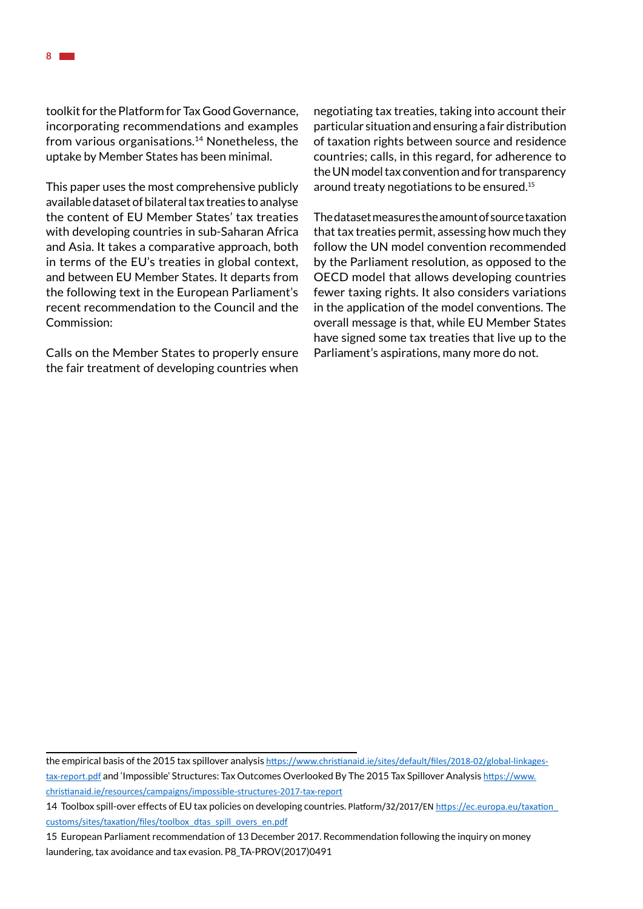toolkit for the Platform for Tax Good Governance, incorporating recommendations and examples from various organisations.[14] Nonetheless, the uptake by Member States has been minimal.

This paper uses the most comprehensive publicly available dataset of bilateral tax treaties to analyse the content of EU Member States' tax treaties with developing countries in sub-Saharan Africa and Asia. It takes a comparative approach, both in terms of the EU's treaties in global context, and between EU Member States. It departs from the following text in the European Parliament's recent recommendation to the Council and the Commission:

Calls on the Member States to properly ensure the fair treatment of developing countries when negotiating tax treaties, taking into account their particular situation and ensuring a fair distribution of taxation rights between source and residence countries; calls, in this regard, for adherence to the UN model tax convention and for transparency around treaty negotiations to be ensured.[15]

The dataset measures the amount of source taxation that tax treaties permit, assessing how much they follow the UN model convention recommended by the Parliament resolution, as opposed to the OECD model that allows developing countries fewer taxing rights. It also considers variations in the application of the model conventions. The overall message is that, while EU Member States have signed some tax treaties that live up to the Parliament's aspirations, many more do not.

---

the empirical basis of the 2015 tax spillover analysis https://www.christianaid.ie/sites/default/files/2018-02/global-linkages-tax-report.pdf and 'Impossible' Structures: Tax Outcomes Overlooked By The 2015 Tax Spillover Analysis https://www.christianaid.ie/resources/campaigns/impossible-structures-2017-tax-report

14 Toolbox spill-over effects of EU tax policies on developing countries. Platform/32/2017/EN https://ec.europa.eu/taxation_customs/sites/taxation/files/toolbox_dtas_spill_overs_en.pdf

15 European Parliament recommendation of 13 December 2017. Recommendation following the inquiry on money laundering, tax avoidance and tax evasion. P8_TA-PROV(2017)0491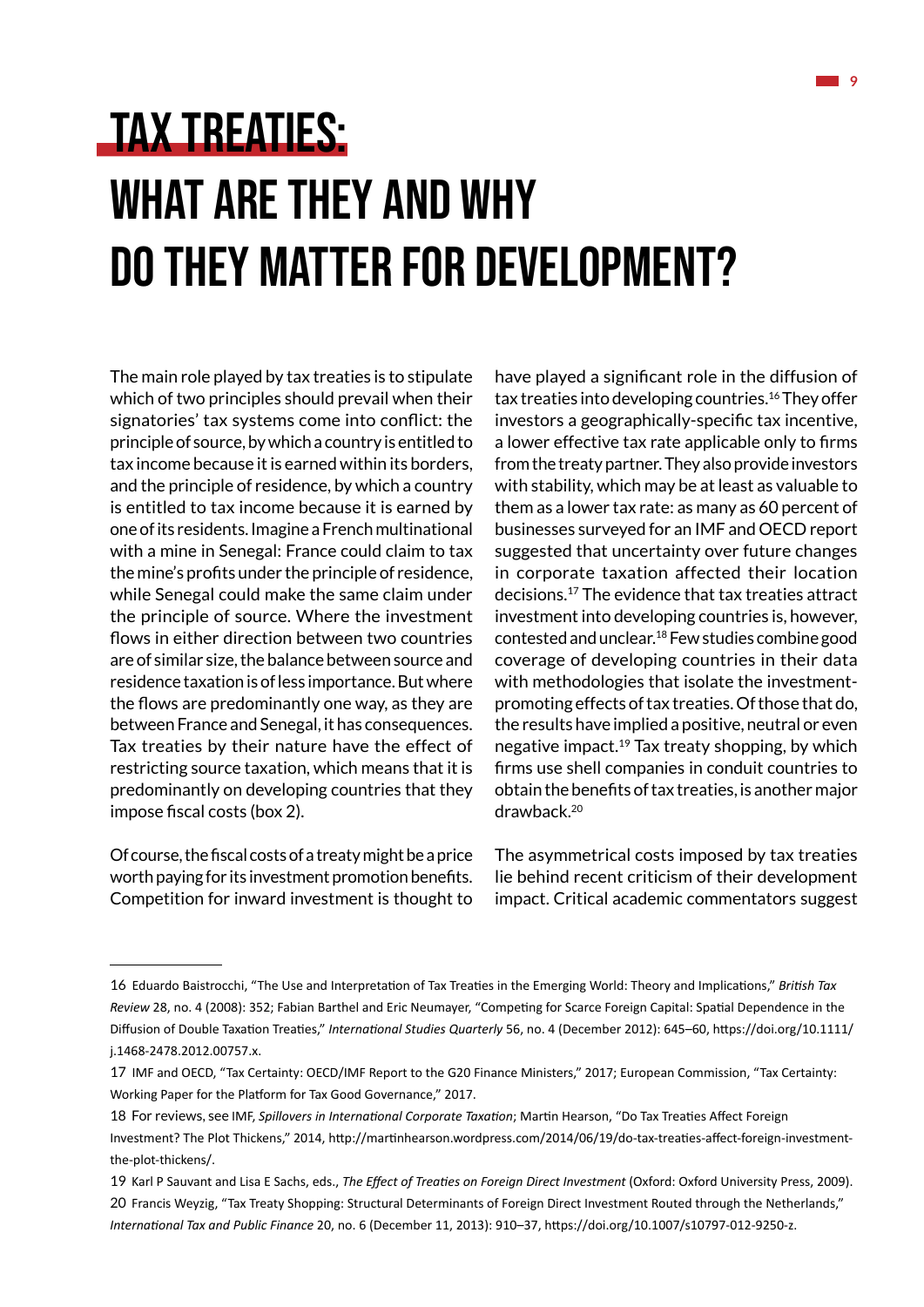# TAX TREATIES: WHAT ARE THEY AND WHY DO THEY MATTER FOR DEVELOPMENT?

The main role played by tax treaties is to stipulate which of two principles should prevail when their signatories' tax systems come into conflict: the principle of source, by which a country is entitled to tax income because it is earned within its borders, and the principle of residence, by which a country is entitled to tax income because it is earned by one of its residents. Imagine a French multinational with a mine in Senegal: France could claim to tax the mine's profits under the principle of residence, while Senegal could make the same claim under the principle of source. Where the investment flows in either direction between two countries are of similar size, the balance between source and residence taxation is of less importance. But where the flows are predominantly one way, as they are between France and Senegal, it has consequences. Tax treaties by their nature have the effect of restricting source taxation, which means that it is predominantly on developing countries that they impose fiscal costs (box 2).

Of course, the fiscal costs of a treaty might be a price worth paying for its investment promotion benefits. Competition for inward investment is thought to have played a significant role in the diffusion of tax treaties into developing countries.[16] They offer investors a geographically-specific tax incentive, a lower effective tax rate applicable only to firms from the treaty partner. They also provide investors with stability, which may be at least as valuable to them as a lower tax rate: as many as 60 percent of businesses surveyed for an IMF and OECD report suggested that uncertainty over future changes in corporate taxation affected their location decisions.[17] The evidence that tax treaties attract investment into developing countries is, however, contested and unclear.[18] Few studies combine good coverage of developing countries in their data with methodologies that isolate the investment-promoting effects of tax treaties. Of those that do, the results have implied a positive, neutral or even negative impact.[19] Tax treaty shopping, by which firms use shell companies in conduit countries to obtain the benefits of tax treaties, is another major drawback.[20]

The asymmetrical costs imposed by tax treaties lie behind recent criticism of their development impact. Critical academic commentators suggest

---

16 Eduardo Baistrocchi, "The Use and Interpretation of Tax Treaties in the Emerging World: Theory and Implications," *British Tax Review* 28, no. 4 (2008): 352; Fabian Barthel and Eric Neumayer, "Competing for Scarce Foreign Capital: Spatial Dependence in the Diffusion of Double Taxation Treaties," *International Studies Quarterly* 56, no. 4 (December 2012): 645–60, https://doi.org/10.1111/j.1468-2478.2012.00757.x.

17 IMF and OECD, "Tax Certainty: OECD/IMF Report to the G20 Finance Ministers," 2017; European Commission, "Tax Certainty: Working Paper for the Platform for Tax Good Governance," 2017.

18 For reviews, see IMF, *Spillovers in International Corporate Taxation*; Martin Hearson, "Do Tax Treaties Affect Foreign Investment? The Plot Thickens," 2014, http://martinhearson.wordpress.com/2014/06/19/do-tax-treaties-affect-foreign-investment-the-plot-thickens/.

19 Karl P Sauvant and Lisa E Sachs, eds., *The Effect of Treaties on Foreign Direct Investment* (Oxford: Oxford University Press, 2009).

20 Francis Weyzig, "Tax Treaty Shopping: Structural Determinants of Foreign Direct Investment Routed through the Netherlands," *International Tax and Public Finance* 20, no. 6 (December 11, 2013): 910–37, https://doi.org/10.1007/s10797-012-9250-z.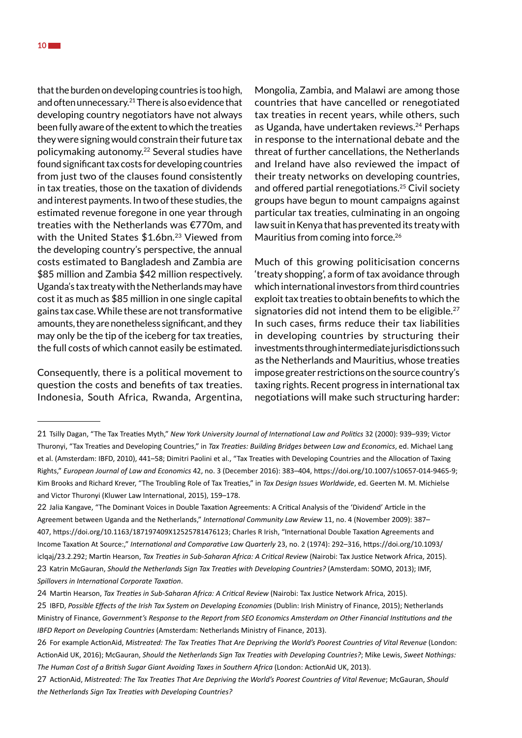that the burden on developing countries is too high, and often unnecessary.[21] There is also evidence that developing country negotiators have not always been fully aware of the extent to which the treaties they were signing would constrain their future tax policymaking autonomy.[22] Several studies have found significant tax costs for developing countries from just two of the clauses found consistently in tax treaties, those on the taxation of dividends and interest payments. In two of these studies, the estimated revenue foregone in one year through treaties with the Netherlands was €770m, and with the United States $1.6bn.[23] Viewed from the developing country's perspective, the annual costs estimated to Bangladesh and Zambia are $85 million and Zambia $42 million respectively. Uganda's tax treaty with the Netherlands may have cost it as much as $85 million in one single capital gains tax case. While these are not transformative amounts, they are nonetheless significant, and they may only be the tip of the iceberg for tax treaties, the full costs of which cannot easily be estimated.

Consequently, there is a political movement to question the costs and benefits of tax treaties. Indonesia, South Africa, Rwanda, Argentina, Mongolia, Zambia, and Malawi are among those countries that have cancelled or renegotiated tax treaties in recent years, while others, such as Uganda, have undertaken reviews.[24] Perhaps in response to the international debate and the threat of further cancellations, the Netherlands and Ireland have also reviewed the impact of their treaty networks on developing countries, and offered partial renegotiations.[25] Civil society groups have begun to mount campaigns against particular tax treaties, culminating in an ongoing law suit in Kenya that has prevented its treaty with Mauritius from coming into force.[26]

Much of this growing politicisation concerns 'treaty shopping', a form of tax avoidance through which international investors from third countries exploit tax treaties to obtain benefits to which the signatories did not intend them to be eligible.[27] In such cases, firms reduce their tax liabilities in developing countries by structuring their investments through intermediate jurisdictions such as the Netherlands and Mauritius, whose treaties impose greater restrictions on the source country's taxing rights. Recent progress in international tax negotiations will make such structuring harder:

---

21 Tsilly Dagan, "The Tax Treaties Myth," *New York University Journal of International Law and Politics* 32 (2000): 939–939; Victor Thuronyi, "Tax Treaties and Developing Countries," in *Tax Treaties: Building Bridges between Law and Economics*, ed. Michael Lang et al. (Amsterdam: IBFD, 2010), 441–58; Dimitri Paolini et al., "Tax Treaties with Developing Countries and the Allocation of Taxing Rights," *European Journal of Law and Economics* 42, no. 3 (December 2016): 383–404, https://doi.org/10.1007/s10657-014-9465-9; Kim Brooks and Richard Krever, "The Troubling Role of Tax Treaties," in *Tax Design Issues Worldwide*, ed. Geerten M. M. Michielse and Victor Thuronyi (Kluwer Law International, 2015), 159–178.

22 Jalia Kangave, "The Dominant Voices in Double Taxation Agreements: A Critical Analysis of the 'Dividend' Article in the Agreement between Uganda and the Netherlands," *International Community Law Review* 11, no. 4 (November 2009): 387–407, https://doi.org/10.1163/187197409X12525781476123; Charles R Irish, "International Double Taxation Agreements and Income Taxation At Source:," *International and Comparative Law Quarterly* 23, no. 2 (1974): 292–316, https://doi.org/10.1093/iclqaj/23.2.292; Martin Hearson, *Tax Treaties in Sub-Saharan Africa: A Critical Review* (Nairobi: Tax Justice Network Africa, 2015).

23 Katrin McGauran, *Should the Netherlands Sign Tax Treaties with Developing Countries?* (Amsterdam: SOMO, 2013); IMF, *Spillovers in International Corporate Taxation*.

24 Martin Hearson, *Tax Treaties in Sub-Saharan Africa: A Critical Review* (Nairobi: Tax Justice Network Africa, 2015).

25 IBFD, *Possible Effects of the Irish Tax System on Developing Economies* (Dublin: Irish Ministry of Finance, 2015); Netherlands Ministry of Finance, *Government's Response to the Report from SEO Economics Amsterdam on Other Financial Institutions and the IBFD Report on Developing Countries* (Amsterdam: Netherlands Ministry of Finance, 2013).

26 For example ActionAid, *Mistreated: The Tax Treaties That Are Depriving the World's Poorest Countries of Vital Revenue* (London: ActionAid UK, 2016); McGauran, *Should the Netherlands Sign Tax Treaties with Developing Countries?*; Mike Lewis, *Sweet Nothings: The Human Cost of a British Sugar Giant Avoiding Taxes in Southern Africa* (London: ActionAid UK, 2013).

27 ActionAid, *Mistreated: The Tax Treaties That Are Depriving the World's Poorest Countries of Vital Revenue*; McGauran, *Should the Netherlands Sign Tax Treaties with Developing Countries?*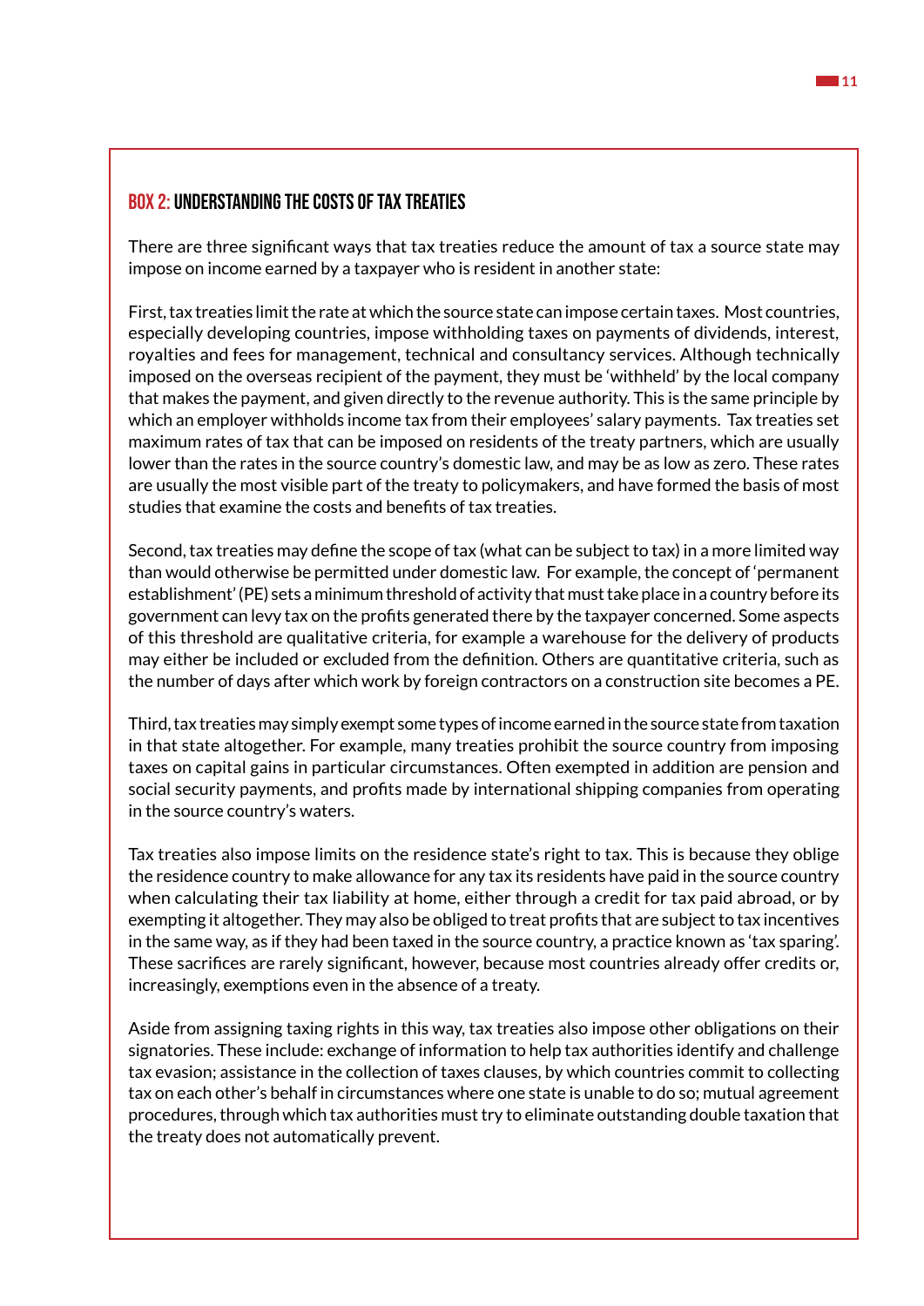## BOX 2: UNDERSTANDING THE COSTS OF TAX TREATIES

There are three significant ways that tax treaties reduce the amount of tax a source state may impose on income earned by a taxpayer who is resident in another state:

First, tax treaties limit the rate at which the source state can impose certain taxes. Most countries, especially developing countries, impose withholding taxes on payments of dividends, interest, royalties and fees for management, technical and consultancy services. Although technically imposed on the overseas recipient of the payment, they must be 'withheld' by the local company that makes the payment, and given directly to the revenue authority. This is the same principle by which an employer withholds income tax from their employees' salary payments. Tax treaties set maximum rates of tax that can be imposed on residents of the treaty partners, which are usually lower than the rates in the source country's domestic law, and may be as low as zero. These rates are usually the most visible part of the treaty to policymakers, and have formed the basis of most studies that examine the costs and benefits of tax treaties.

Second, tax treaties may define the scope of tax (what can be subject to tax) in a more limited way than would otherwise be permitted under domestic law. For example, the concept of 'permanent establishment' (PE) sets a minimum threshold of activity that must take place in a country before its government can levy tax on the profits generated there by the taxpayer concerned. Some aspects of this threshold are qualitative criteria, for example a warehouse for the delivery of products may either be included or excluded from the definition. Others are quantitative criteria, such as the number of days after which work by foreign contractors on a construction site becomes a PE.

Third, tax treaties may simply exempt some types of income earned in the source state from taxation in that state altogether. For example, many treaties prohibit the source country from imposing taxes on capital gains in particular circumstances. Often exempted in addition are pension and social security payments, and profits made by international shipping companies from operating in the source country's waters.

Tax treaties also impose limits on the residence state's right to tax. This is because they oblige the residence country to make allowance for any tax its residents have paid in the source country when calculating their tax liability at home, either through a credit for tax paid abroad, or by exempting it altogether. They may also be obliged to treat profits that are subject to tax incentives in the same way, as if they had been taxed in the source country, a practice known as 'tax sparing'. These sacrifices are rarely significant, however, because most countries already offer credits or, increasingly, exemptions even in the absence of a treaty.

Aside from assigning taxing rights in this way, tax treaties also impose other obligations on their signatories. These include: exchange of information to help tax authorities identify and challenge tax evasion; assistance in the collection of taxes clauses, by which countries commit to collecting tax on each other's behalf in circumstances where one state is unable to do so; mutual agreement procedures, through which tax authorities must try to eliminate outstanding double taxation that the treaty does not automatically prevent.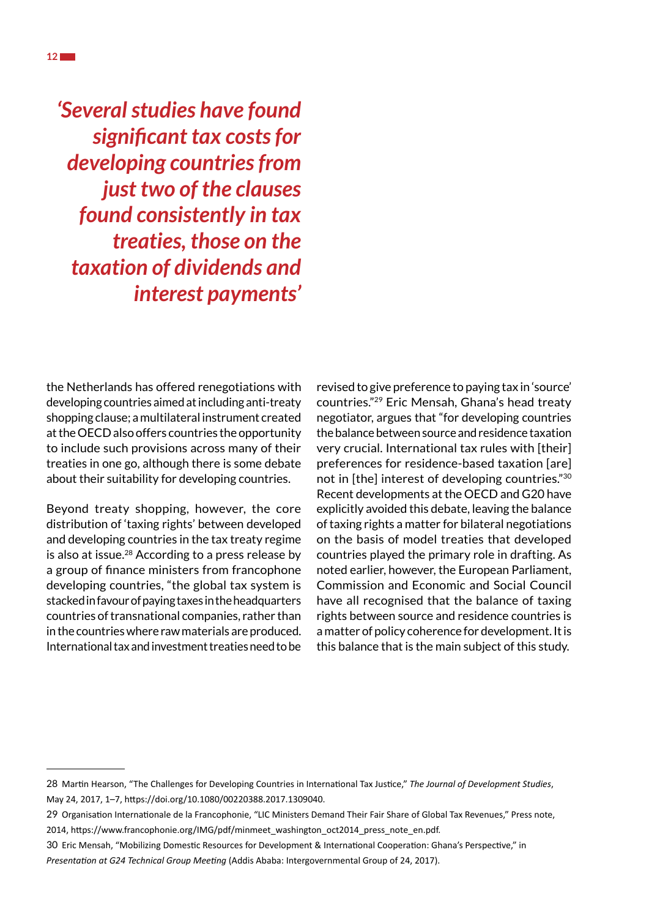*'Several studies have found significant tax costs for developing countries from just two of the clauses found consistently in tax treaties, those on the taxation of dividends and interest payments'*

the Netherlands has offered renegotiations with developing countries aimed at including anti-treaty shopping clause; a multilateral instrument created at the OECD also offers countries the opportunity to include such provisions across many of their treaties in one go, although there is some debate about their suitability for developing countries.

Beyond treaty shopping, however, the core distribution of 'taxing rights' between developed and developing countries in the tax treaty regime is also at issue.[28] According to a press release by a group of finance ministers from francophone developing countries, "the global tax system is stacked in favour of paying taxes in the headquarters countries of transnational companies, rather than in the countries where raw materials are produced. International tax and investment treaties need to be revised to give preference to paying tax in 'source' countries."[29] Eric Mensah, Ghana's head treaty negotiator, argues that "for developing countries the balance between source and residence taxation very crucial. International tax rules with [their] preferences for residence-based taxation [are] not in [the] interest of developing countries."[30] Recent developments at the OECD and G20 have explicitly avoided this debate, leaving the balance of taxing rights a matter for bilateral negotiations on the basis of model treaties that developed countries played the primary role in drafting. As noted earlier, however, the European Parliament, Commission and Economic and Social Council have all recognised that the balance of taxing rights between source and residence countries is a matter of policy coherence for development. It is this balance that is the main subject of this study.

---

28 Martin Hearson, "The Challenges for Developing Countries in International Tax Justice," *The Journal of Development Studies*, May 24, 2017, 1–7, https://doi.org/10.1080/00220388.2017.1309040.

29 Organisation Internationale de la Francophonie, "LIC Ministers Demand Their Fair Share of Global Tax Revenues," Press note, 2014, https://www.francophonie.org/IMG/pdf/minmeet_washington_oct2014_press_note_en.pdf.

30 Eric Mensah, "Mobilizing Domestic Resources for Development & International Cooperation: Ghana's Perspective," in *Presentation at G24 Technical Group Meeting* (Addis Ababa: Intergovernmental Group of 24, 2017).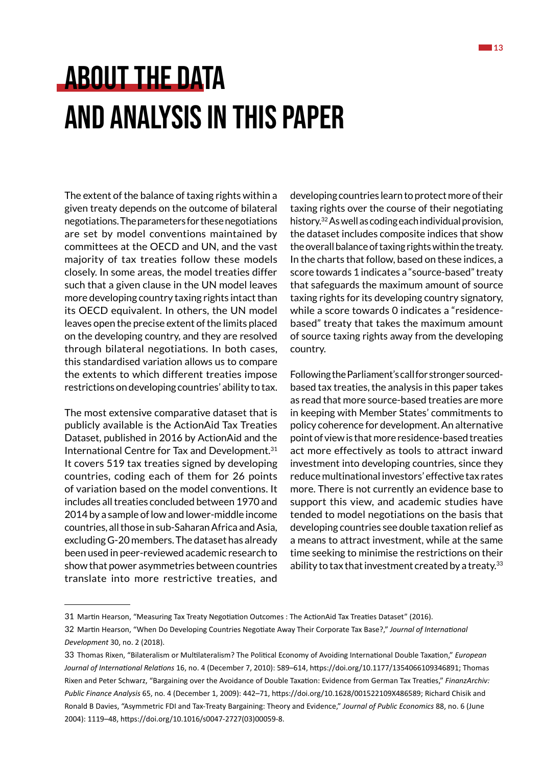# ABOUT THE DATA AND ANALYSIS IN THIS PAPER

The extent of the balance of taxing rights within a given treaty depends on the outcome of bilateral negotiations. The parameters for these negotiations are set by model conventions maintained by committees at the OECD and UN, and the vast majority of tax treaties follow these models closely. In some areas, the model treaties differ such that a given clause in the UN model leaves more developing country taxing rights intact than its OECD equivalent. In others, the UN model leaves open the precise extent of the limits placed on the developing country, and they are resolved through bilateral negotiations. In both cases, this standardised variation allows us to compare the extents to which different treaties impose restrictions on developing countries' ability to tax.

The most extensive comparative dataset that is publicly available is the ActionAid Tax Treaties Dataset, published in 2016 by ActionAid and the International Centre for Tax and Development.[31] It covers 519 tax treaties signed by developing countries, coding each of them for 26 points of variation based on the model conventions. It includes all treaties concluded between 1970 and 2014 by a sample of low and lower-middle income countries, all those in sub-Saharan Africa and Asia, excluding G-20 members. The dataset has already been used in peer-reviewed academic research to show that power asymmetries between countries translate into more restrictive treaties, and developing countries learn to protect more of their taxing rights over the course of their negotiating history.[32] As well as coding each individual provision, the dataset includes composite indices that show the overall balance of taxing rights within the treaty. In the charts that follow, based on these indices, a score towards 1 indicates a "source-based" treaty that safeguards the maximum amount of source taxing rights for its developing country signatory, while a score towards 0 indicates a "residence-based" treaty that takes the maximum amount of source taxing rights away from the developing country.

Following the Parliament's call for stronger sourced-based tax treaties, the analysis in this paper takes as read that more source-based treaties are more in keeping with Member States' commitments to policy coherence for development. An alternative point of view is that more residence-based treaties act more effectively as tools to attract inward investment into developing countries, since they reduce multinational investors' effective tax rates more. There is not currently an evidence base to support this view, and academic studies have tended to model negotiations on the basis that developing countries see double taxation relief as a means to attract investment, while at the same time seeking to minimise the restrictions on their ability to tax that investment created by a treaty.[33]

---

31 Martin Hearson, "Measuring Tax Treaty Negotiation Outcomes : The ActionAid Tax Treaties Dataset" (2016).

32 Martin Hearson, "When Do Developing Countries Negotiate Away Their Corporate Tax Base?," *Journal of International Development* 30, no. 2 (2018).

33 Thomas Rixen, "Bilateralism or Multilateralism? The Political Economy of Avoiding International Double Taxation," *European Journal of International Relations* 16, no. 4 (December 7, 2010): 589–614, https://doi.org/10.1177/1354066109346891; Thomas Rixen and Peter Schwarz, "Bargaining over the Avoidance of Double Taxation: Evidence from German Tax Treaties," *FinanzArchiv: Public Finance Analysis* 65, no. 4 (December 1, 2009): 442–71, https://doi.org/10.1628/001522109X486589; Richard Chisik and Ronald B Davies, "Asymmetric FDI and Tax-Treaty Bargaining: Theory and Evidence," *Journal of Public Economics* 88, no. 6 (June 2004): 1119–48, https://doi.org/10.1016/s0047-2727(03)00059-8.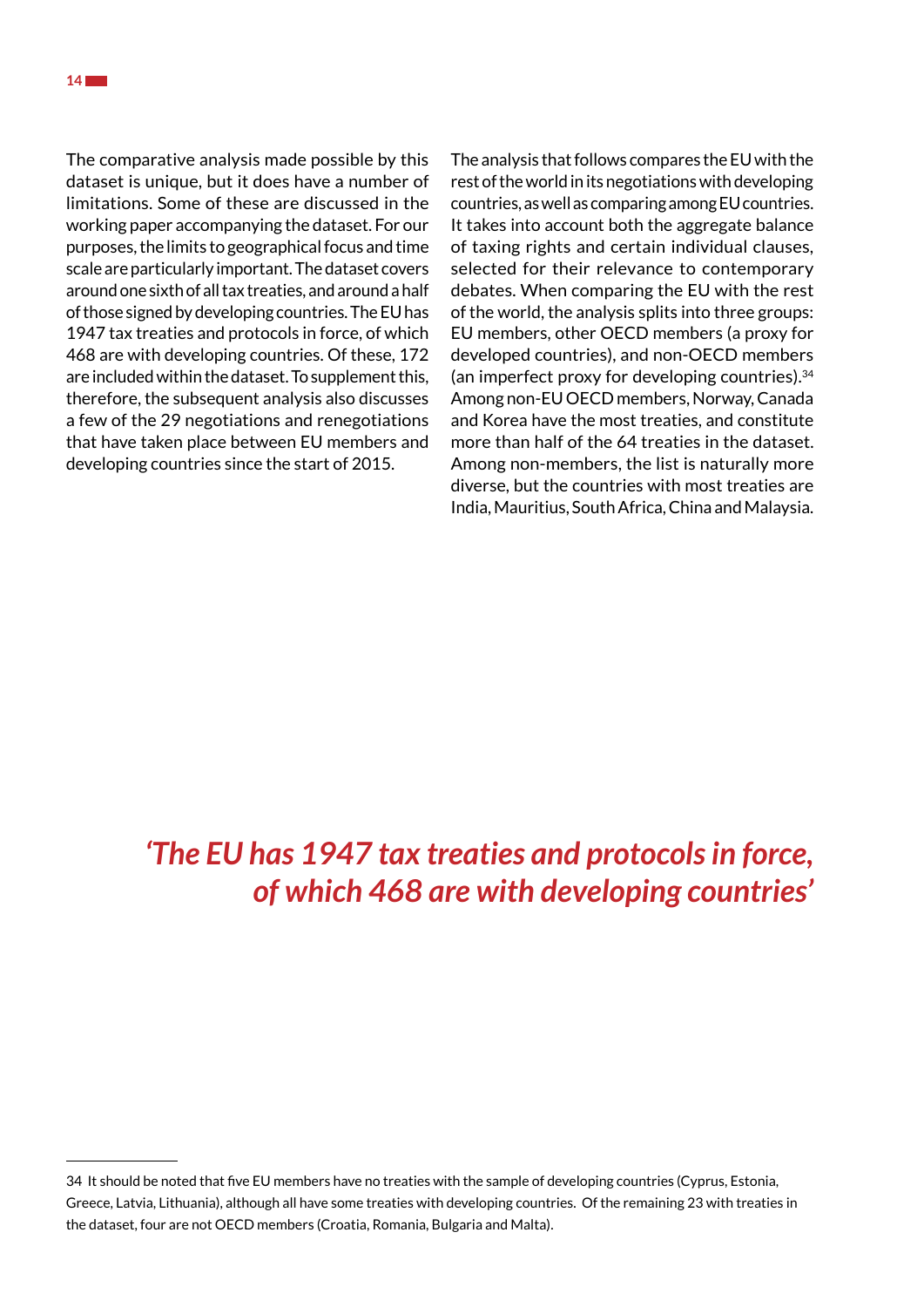The comparative analysis made possible by this dataset is unique, but it does have a number of limitations. Some of these are discussed in the working paper accompanying the dataset. For our purposes, the limits to geographical focus and time scale are particularly important. The dataset covers around one sixth of all tax treaties, and around a half of those signed by developing countries. The EU has 1947 tax treaties and protocols in force, of which 468 are with developing countries. Of these, 172 are included within the dataset. To supplement this, therefore, the subsequent analysis also discusses a few of the 29 negotiations and renegotiations that have taken place between EU members and developing countries since the start of 2015.

The analysis that follows compares the EU with the rest of the world in its negotiations with developing countries, as well as comparing among EU countries. It takes into account both the aggregate balance of taxing rights and certain individual clauses, selected for their relevance to contemporary debates. When comparing the EU with the rest of the world, the analysis splits into three groups: EU members, other OECD members (a proxy for developed countries), and non-OECD members (an imperfect proxy for developing countries).[34] Among non-EU OECD members, Norway, Canada and Korea have the most treaties, and constitute more than half of the 64 treaties in the dataset. Among non-members, the list is naturally more diverse, but the countries with most treaties are India, Mauritius, South Africa, China and Malaysia.

> ***'The EU has 1947 tax treaties and protocols in force, of which 468 are with developing countries'***

---

34 It should be noted that five EU members have no treaties with the sample of developing countries (Cyprus, Estonia, Greece, Latvia, Lithuania), although all have some treaties with developing countries. Of the remaining 23 with treaties in the dataset, four are not OECD members (Croatia, Romania, Bulgaria and Malta).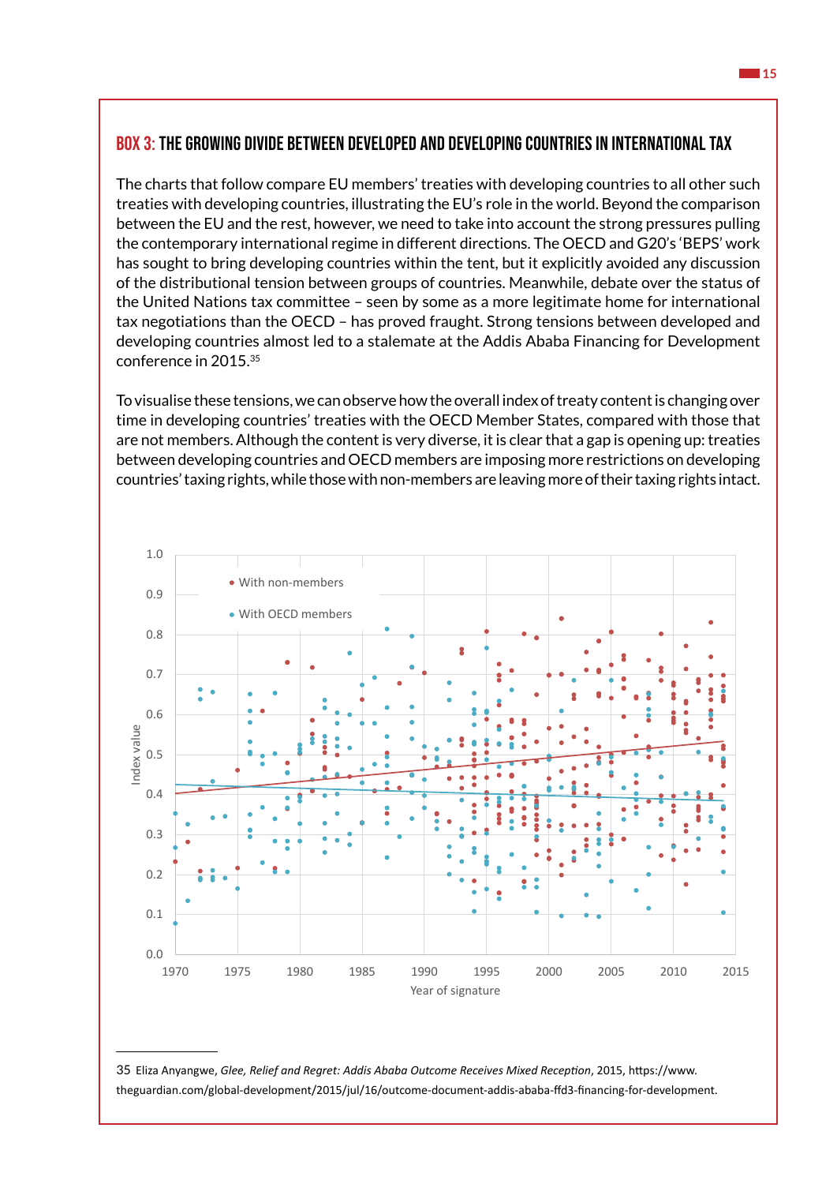### BOX 3: THE GROWING DIVIDE BETWEEN DEVELOPED AND DEVELOPING COUNTRIES IN INTERNATIONAL TAX

The charts that follow compare EU members' treaties with developing countries to all other such treaties with developing countries, illustrating the EU's role in the world. Beyond the comparison between the EU and the rest, however, we need to take into account the strong pressures pulling the contemporary international regime in different directions. The OECD and G20's 'BEPS' work has sought to bring developing countries within the tent, but it explicitly avoided any discussion of the distributional tension between groups of countries. Meanwhile, debate over the status of the United Nations tax committee – seen by some as a more legitimate home for international tax negotiations than the OECD – has proved fraught. Strong tensions between developed and developing countries almost led to a stalemate at the Addis Ababa Financing for Development conference in 2015.[35]

To visualise these tensions, we can observe how the overall index of treaty content is changing over time in developing countries' treaties with the OECD Member States, compared with those that are not members. Although the content is very diverse, it is clear that a gap is opening up: treaties between developing countries and OECD members are imposing more restrictions on developing countries' taxing rights, while those with non-members are leaving more of their taxing rights intact.

---

35 Eliza Anyangwe, *Glee, Relief and Regret: Addis Ababa Outcome Receives Mixed Reception*, 2015, https://www.theguardian.com/global-development/2015/jul/16/outcome-document-addis-ababa-ffd3-financing-for-development.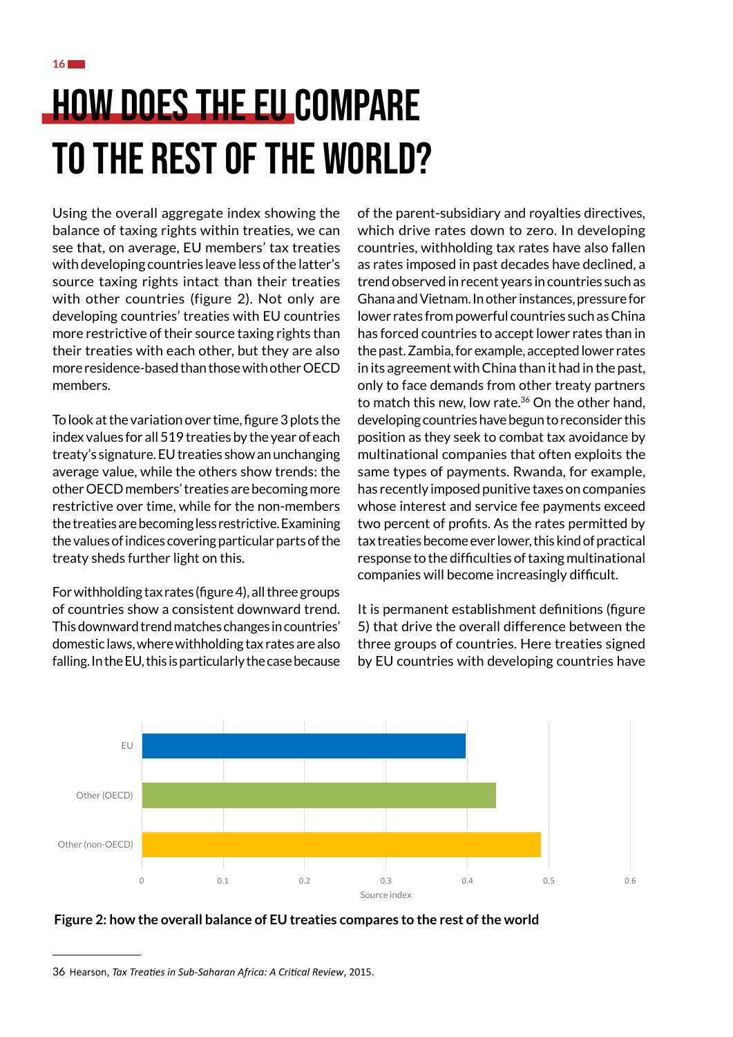# HOW DOES THE EU COMPARE TO THE REST OF THE WORLD?

Using the overall aggregate index showing the balance of taxing rights within treaties, we can see that, on average, EU members' tax treaties with developing countries leave less of the latter's source taxing rights intact than their treaties with other countries (figure 2). Not only are developing countries' treaties with EU countries more restrictive of their source taxing rights than their treaties with each other, but they are also more residence-based than those with other OECD members.

To look at the variation over time, figure 3 plots the index values for all 519 treaties by the year of each treaty's signature. EU treaties show an unchanging average value, while the others show trends: the other OECD members' treaties are becoming more restrictive over time, while for the non-members the treaties are becoming less restrictive. Examining the values of indices covering particular parts of the treaty sheds further light on this.

For withholding tax rates (figure 4), all three groups of countries show a consistent downward trend. This downward trend matches changes in countries' domestic laws, where withholding tax rates are also falling. In the EU, this is particularly the case because of the parent-subsidiary and royalties directives, which drive rates down to zero. In developing countries, withholding tax rates have also fallen as rates imposed in past decades have declined, a trend observed in recent years in countries such as Ghana and Vietnam. In other instances, pressure for lower rates from powerful countries such as China has forced countries to accept lower rates than in the past. Zambia, for example, accepted lower rates in its agreement with China than it had in the past, only to face demands from other treaty partners to match this new, low rate.[36] On the other hand, developing countries have begun to reconsider this position as they seek to combat tax avoidance by multinational companies that often exploits the same types of payments. Rwanda, for example, has recently imposed punitive taxes on companies whose interest and service fee payments exceed two percent of profits. As the rates permitted by tax treaties become ever lower, this kind of practical response to the difficulties of taxing multinational companies will become increasingly difficult.

It is permanent establishment definitions (figure 5) that drive the overall difference between the three groups of countries. Here treaties signed by EU countries with developing countries have

| Group | Source index |
|---|---|
| EU | ~0.40 |
| Other (OECD) | ~0.44 |
| Other (non-OECD) | ~0.49 |

**Figure 2: how the overall balance of EU treaties compares to the rest of the world**

36 Hearson, *Tax Treaties in Sub-Saharan Africa: A Critical Review*, 2015.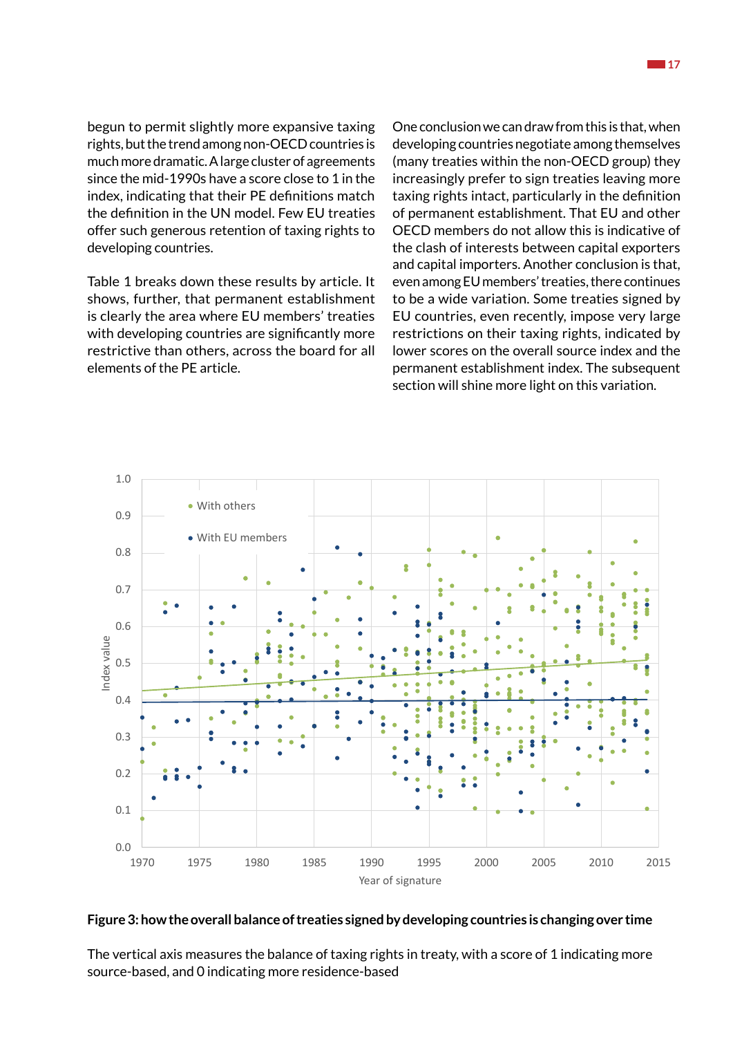begun to permit slightly more expansive taxing rights, but the trend among non-OECD countries is much more dramatic. A large cluster of agreements since the mid-1990s have a score close to 1 in the index, indicating that their PE definitions match the definition in the UN model. Few EU treaties offer such generous retention of taxing rights to developing countries.

Table 1 breaks down these results by article. It shows, further, that permanent establishment is clearly the area where EU members' treaties with developing countries are significantly more restrictive than others, across the board for all elements of the PE article.

One conclusion we can draw from this is that, when developing countries negotiate among themselves (many treaties within the non-OECD group) they increasingly prefer to sign treaties leaving more taxing rights intact, particularly in the definition of permanent establishment. That EU and other OECD members do not allow this is indicative of the clash of interests between capital exporters and capital importers. Another conclusion is that, even among EU members' treaties, there continues to be a wide variation. Some treaties signed by EU countries, even recently, impose very large restrictions on their taxing rights, indicated by lower scores on the overall source index and the permanent establishment index. The subsequent section will shine more light on this variation.

**Figure 3: how the overall balance of treaties signed by developing countries is changing over time**

The vertical axis measures the balance of taxing rights in treaty, with a score of 1 indicating more source-based, and 0 indicating more residence-based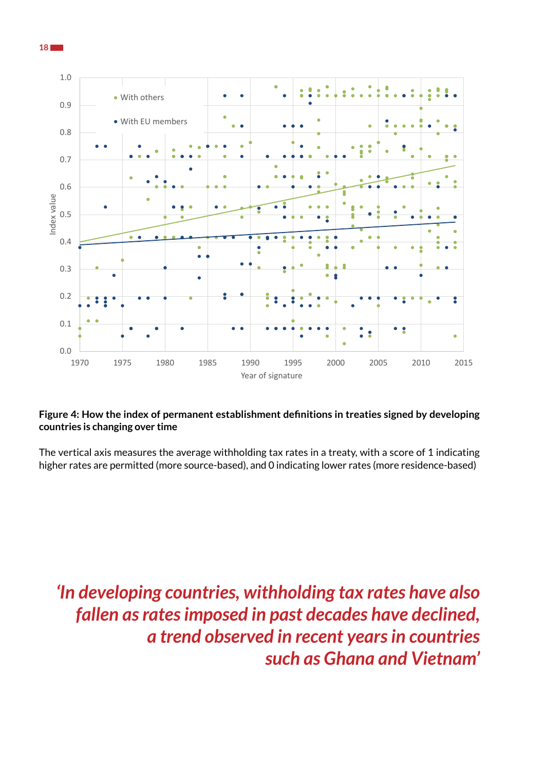**Figure 4: How the index of permanent establishment definitions in treaties signed by developing countries is changing over time**

The vertical axis measures the average withholding tax rates in a treaty, with a score of 1 indicating higher rates are permitted (more source-based), and 0 indicating lower rates (more residence-based)

*'In developing countries, withholding tax rates have also fallen as rates imposed in past decades have declined, a trend observed in recent years in countries such as Ghana and Vietnam'*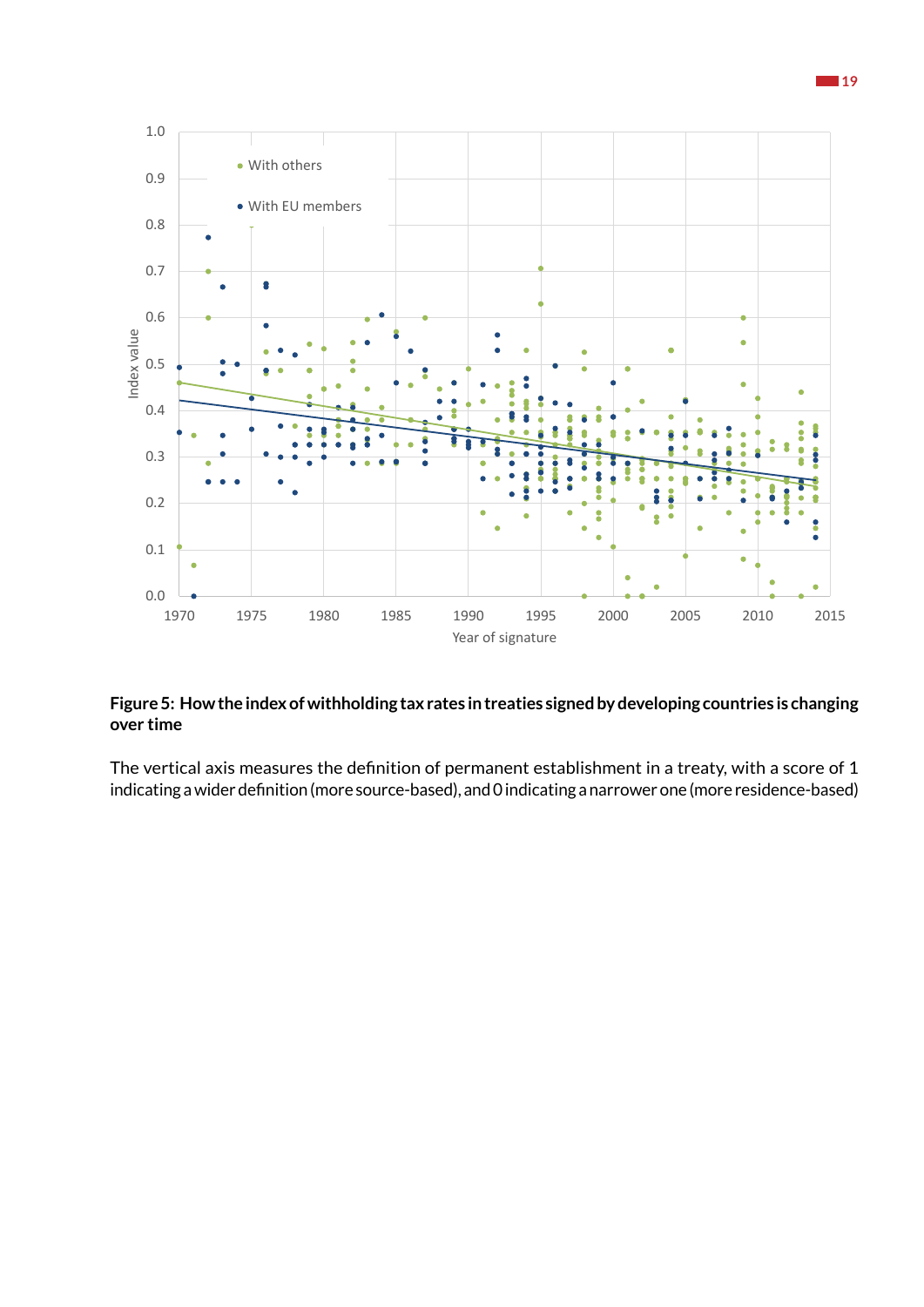**Figure 5: How the index of withholding tax rates in treaties signed by developing countries is changing over time**

The vertical axis measures the definition of permanent establishment in a treaty, with a score of 1 indicating a wider definition (more source-based), and 0 indicating a narrower one (more residence-based)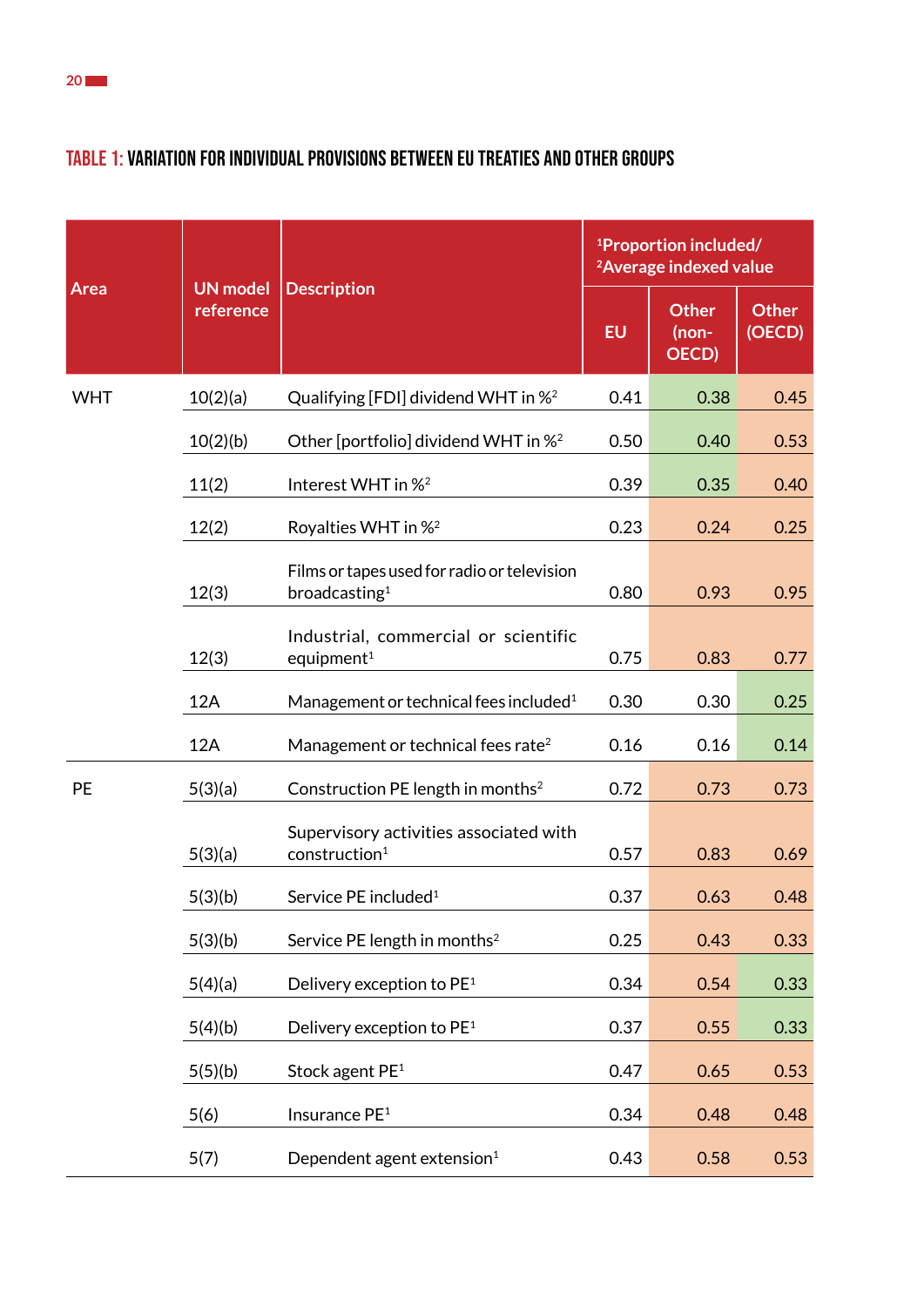## TABLE 1: VARIATION FOR INDIVIDUAL PROVISIONS BETWEEN EU TREATIES AND OTHER GROUPS

| Area | UN model reference | Description | [1]Proportion included/ [2]Average indexed value | | |
|---|---|---|---|---|---|
| | | | EU | Other (non-OECD) | Other (OECD) |
| WHT | 10(2)(a) | Qualifying [FDI] dividend WHT in %[2] | 0.41 | 0.38 | 0.45 |
| | 10(2)(b) | Other [portfolio] dividend WHT in %[2] | 0.50 | 0.40 | 0.53 |
| | 11(2) | Interest WHT in %[2] | 0.39 | 0.35 | 0.40 |
| | 12(2) | Royalties WHT in %[2] | 0.23 | 0.24 | 0.25 |
| | 12(3) | Films or tapes used for radio or television broadcasting[1] | 0.80 | 0.93 | 0.95 |
| | 12(3) | Industrial, commercial or scientific equipment[1] | 0.75 | 0.83 | 0.77 |
| | 12A | Management or technical fees included[1] | 0.30 | 0.30 | 0.25 |
| | 12A | Management or technical fees rate[2] | 0.16 | 0.16 | 0.14 |
| PE | 5(3)(a) | Construction PE length in months[2] | 0.72 | 0.73 | 0.73 |
| | 5(3)(a) | Supervisory activities associated with construction[1] | 0.57 | 0.83 | 0.69 |
| | 5(3)(b) | Service PE included[1] | 0.37 | 0.63 | 0.48 |
| | 5(3)(b) | Service PE length in months[2] | 0.25 | 0.43 | 0.33 |
| | 5(4)(a) | Delivery exception to PE[1] | 0.34 | 0.54 | 0.33 |
| | 5(4)(b) | Delivery exception to PE[1] | 0.37 | 0.55 | 0.33 |
| | 5(5)(b) | Stock agent PE[1] | 0.47 | 0.65 | 0.53 |
| | 5(6) | Insurance PE[1] | 0.34 | 0.48 | 0.48 |
| | 5(7) | Dependent agent extension[1] | 0.43 | 0.58 | 0.53 |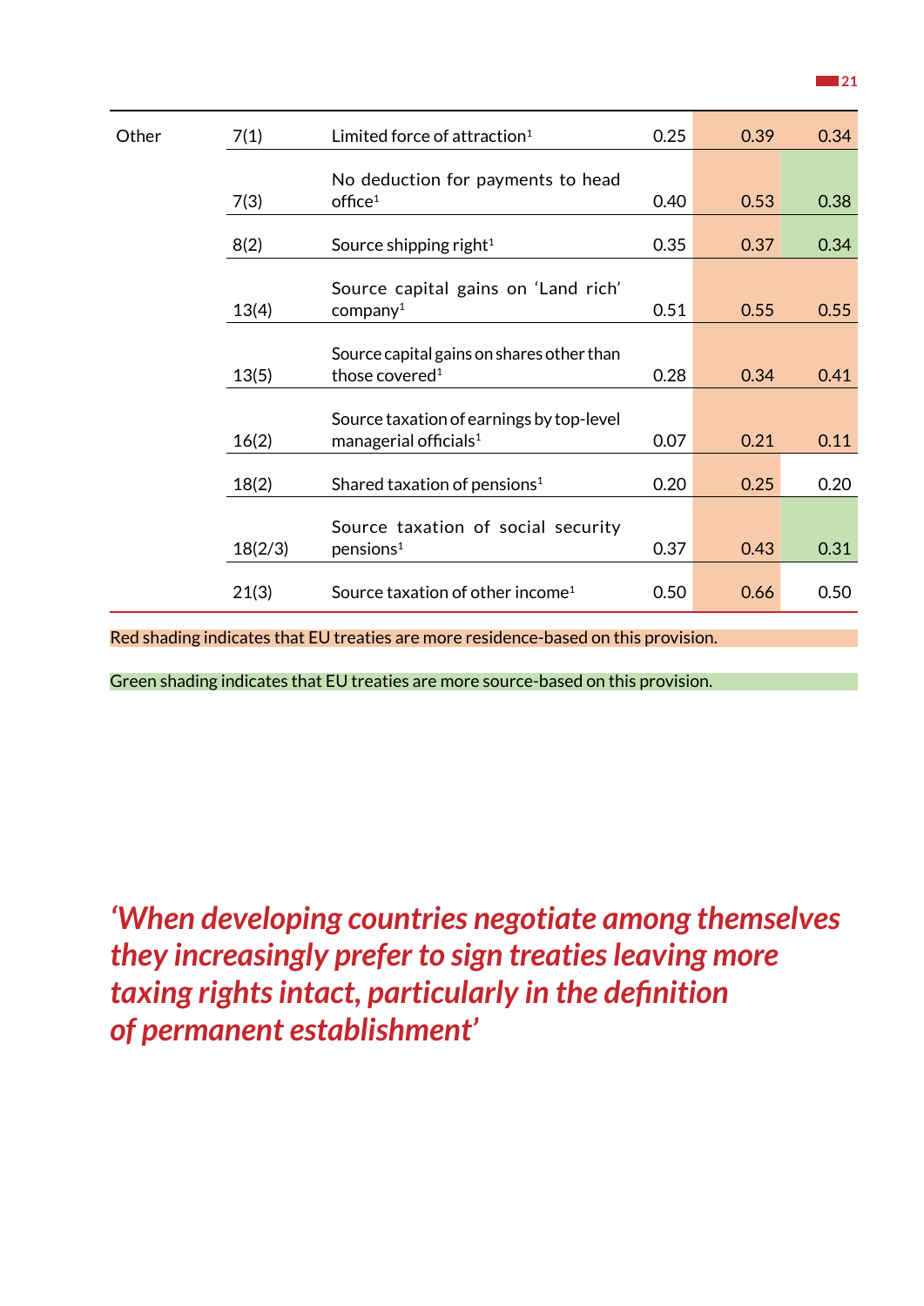| | | | | | |
|---|---|---|---|---|---|
| Other | 7(1) | Limited force of attraction[1] | 0.25 | 0.39 | 0.34 |
| | 7(3) | No deduction for payments to head office[1] | 0.40 | 0.53 | 0.38 |
| | 8(2) | Source shipping right[1] | 0.35 | 0.37 | 0.34 |
| | 13(4) | Source capital gains on 'Land rich' company[1] | 0.51 | 0.55 | 0.55 |
| | 13(5) | Source capital gains on shares other than those covered[1] | 0.28 | 0.34 | 0.41 |
| | 16(2) | Source taxation of earnings by top-level managerial officials[1] | 0.07 | 0.21 | 0.11 |
| | 18(2) | Shared taxation of pensions[1] | 0.20 | 0.25 | 0.20 |
| | 18(2/3) | Source taxation of social security pensions[1] | 0.37 | 0.43 | 0.31 |
| | 21(3) | Source taxation of other income[1] | 0.50 | 0.66 | 0.50 |

Red shading indicates that EU treaties are more residence-based on this provision.

Green shading indicates that EU treaties are more source-based on this provision.

*'When developing countries negotiate among themselves they increasingly prefer to sign treaties leaving more taxing rights intact, particularly in the definition of permanent establishment'*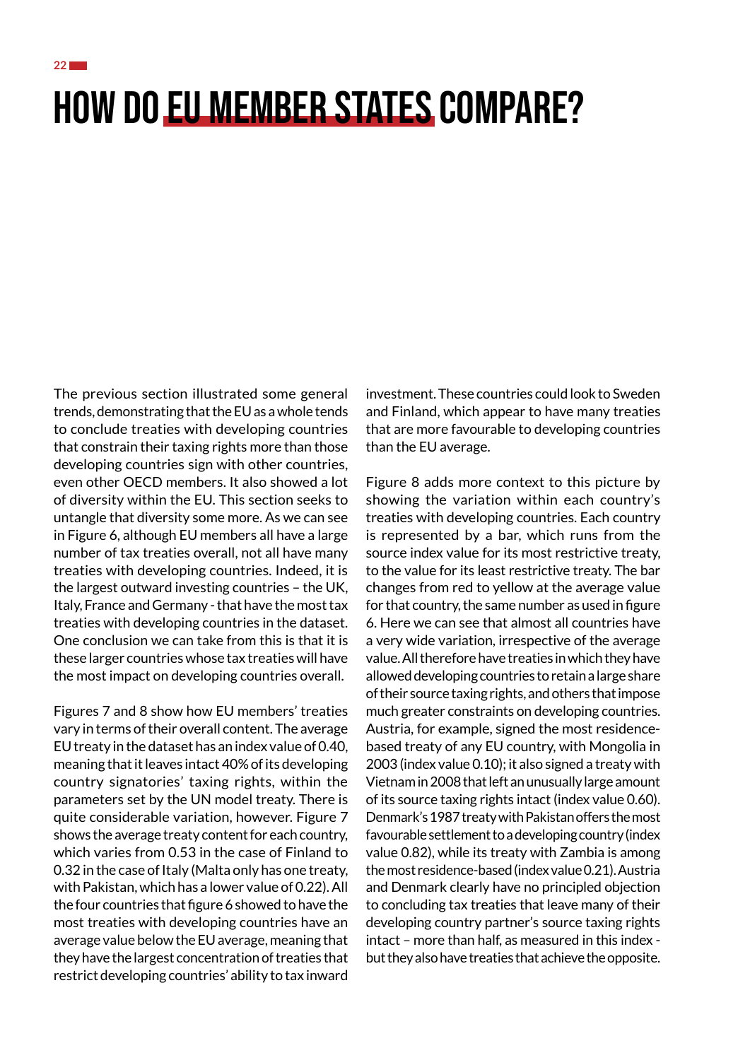# HOW DO EU MEMBER STATES COMPARE?

The previous section illustrated some general trends, demonstrating that the EU as a whole tends to conclude treaties with developing countries that constrain their taxing rights more than those developing countries sign with other countries, even other OECD members. It also showed a lot of diversity within the EU. This section seeks to untangle that diversity some more. As we can see in Figure 6, although EU members all have a large number of tax treaties overall, not all have many treaties with developing countries. Indeed, it is the largest outward investing countries – the UK, Italy, France and Germany - that have the most tax treaties with developing countries in the dataset. One conclusion we can take from this is that it is these larger countries whose tax treaties will have the most impact on developing countries overall.

Figures 7 and 8 show how EU members' treaties vary in terms of their overall content. The average EU treaty in the dataset has an index value of 0.40, meaning that it leaves intact 40% of its developing country signatories' taxing rights, within the parameters set by the UN model treaty. There is quite considerable variation, however. Figure 7 shows the average treaty content for each country, which varies from 0.53 in the case of Finland to 0.32 in the case of Italy (Malta only has one treaty, with Pakistan, which has a lower value of 0.22). All the four countries that figure 6 showed to have the most treaties with developing countries have an average value below the EU average, meaning that they have the largest concentration of treaties that restrict developing countries' ability to tax inward investment. These countries could look to Sweden and Finland, which appear to have many treaties that are more favourable to developing countries than the EU average.

Figure 8 adds more context to this picture by showing the variation within each country's treaties with developing countries. Each country is represented by a bar, which runs from the source index value for its most restrictive treaty, to the value for its least restrictive treaty. The bar changes from red to yellow at the average value for that country, the same number as used in figure 6. Here we can see that almost all countries have a very wide variation, irrespective of the average value. All therefore have treaties in which they have allowed developing countries to retain a large share of their source taxing rights, and others that impose much greater constraints on developing countries. Austria, for example, signed the most residence-based treaty of any EU country, with Mongolia in 2003 (index value 0.10); it also signed a treaty with Vietnam in 2008 that left an unusually large amount of its source taxing rights intact (index value 0.60). Denmark's 1987 treaty with Pakistan offers the most favourable settlement to a developing country (index value 0.82), while its treaty with Zambia is among the most residence-based (index value 0.21). Austria and Denmark clearly have no principled objection to concluding tax treaties that leave many of their developing country partner's source taxing rights intact – more than half, as measured in this index - but they also have treaties that achieve the opposite.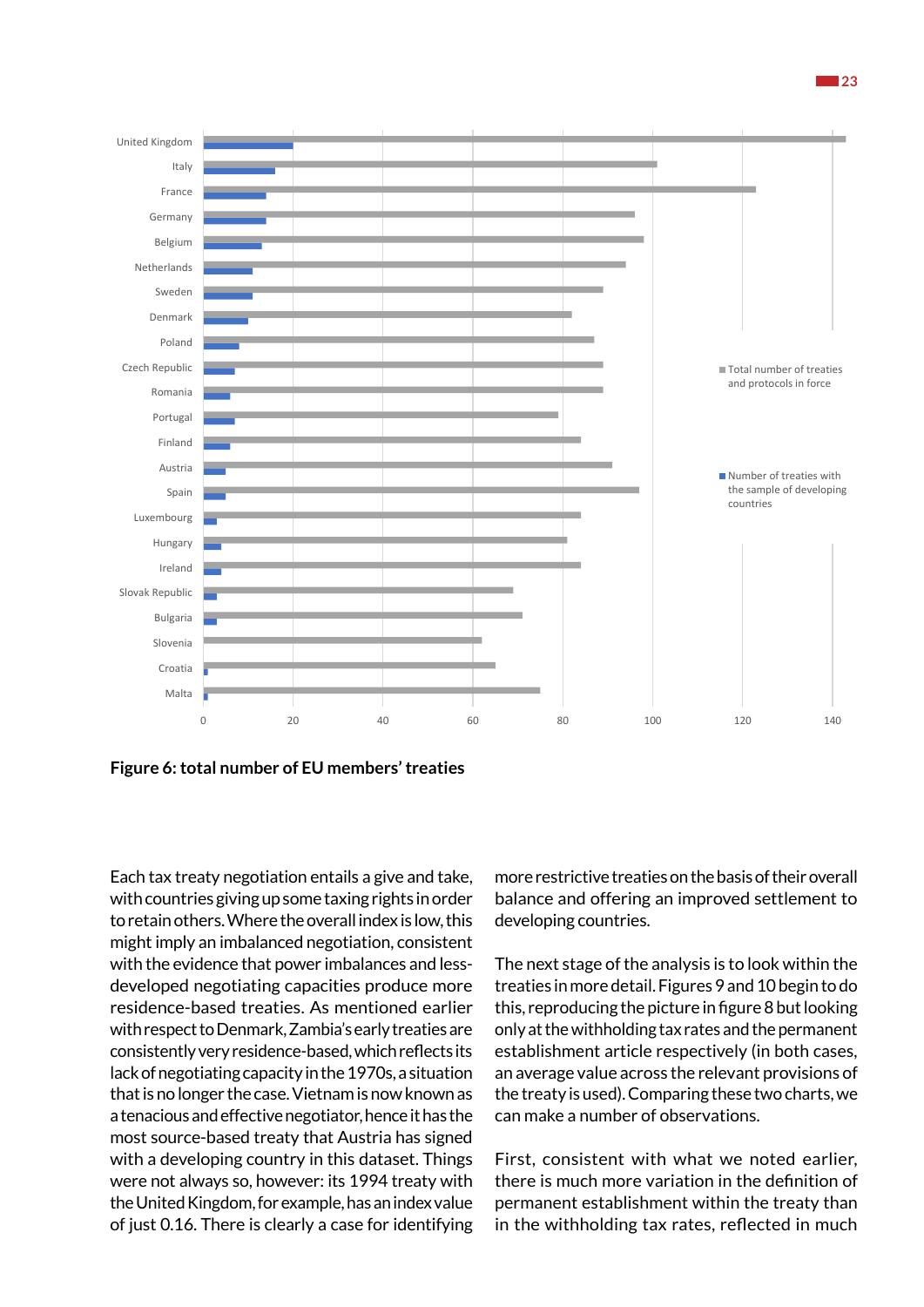**Figure 6: total number of EU members' treaties**

Each tax treaty negotiation entails a give and take, with countries giving up some taxing rights in order to retain others. Where the overall index is low, this might imply an imbalanced negotiation, consistent with the evidence that power imbalances and less-developed negotiating capacities produce more residence-based treaties. As mentioned earlier with respect to Denmark, Zambia's early treaties are consistently very residence-based, which reflects its lack of negotiating capacity in the 1970s, a situation that is no longer the case. Vietnam is now known as a tenacious and effective negotiator, hence it has the most source-based treaty that Austria has signed with a developing country in this dataset. Things were not always so, however: its 1994 treaty with the United Kingdom, for example, has an index value of just 0.16. There is clearly a case for identifying more restrictive treaties on the basis of their overall balance and offering an improved settlement to developing countries.

The next stage of the analysis is to look within the treaties in more detail. Figures 9 and 10 begin to do this, reproducing the picture in figure 8 but looking only at the withholding tax rates and the permanent establishment article respectively (in both cases, an average value across the relevant provisions of the treaty is used). Comparing these two charts, we can make a number of observations.

First, consistent with what we noted earlier, there is much more variation in the definition of permanent establishment within the treaty than in the withholding tax rates, reflected in much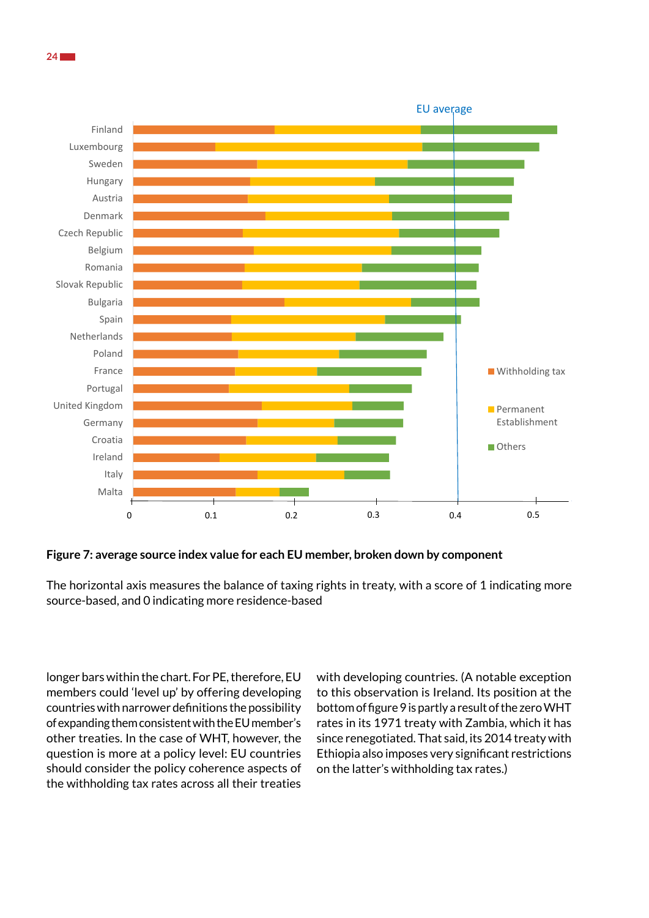**Figure 7: average source index value for each EU member, broken down by component**

The horizontal axis measures the balance of taxing rights in treaty, with a score of 1 indicating more source-based, and 0 indicating more residence-based

longer bars within the chart. For PE, therefore, EU members could 'level up' by offering developing countries with narrower definitions the possibility of expanding them consistent with the EU member's other treaties. In the case of WHT, however, the question is more at a policy level: EU countries should consider the policy coherence aspects of the withholding tax rates across all their treaties with developing countries. (A notable exception to this observation is Ireland. Its position at the bottom of figure 9 is partly a result of the zero WHT rates in its 1971 treaty with Zambia, which it has since renegotiated. That said, its 2014 treaty with Ethiopia also imposes very significant restrictions on the latter's withholding tax rates.)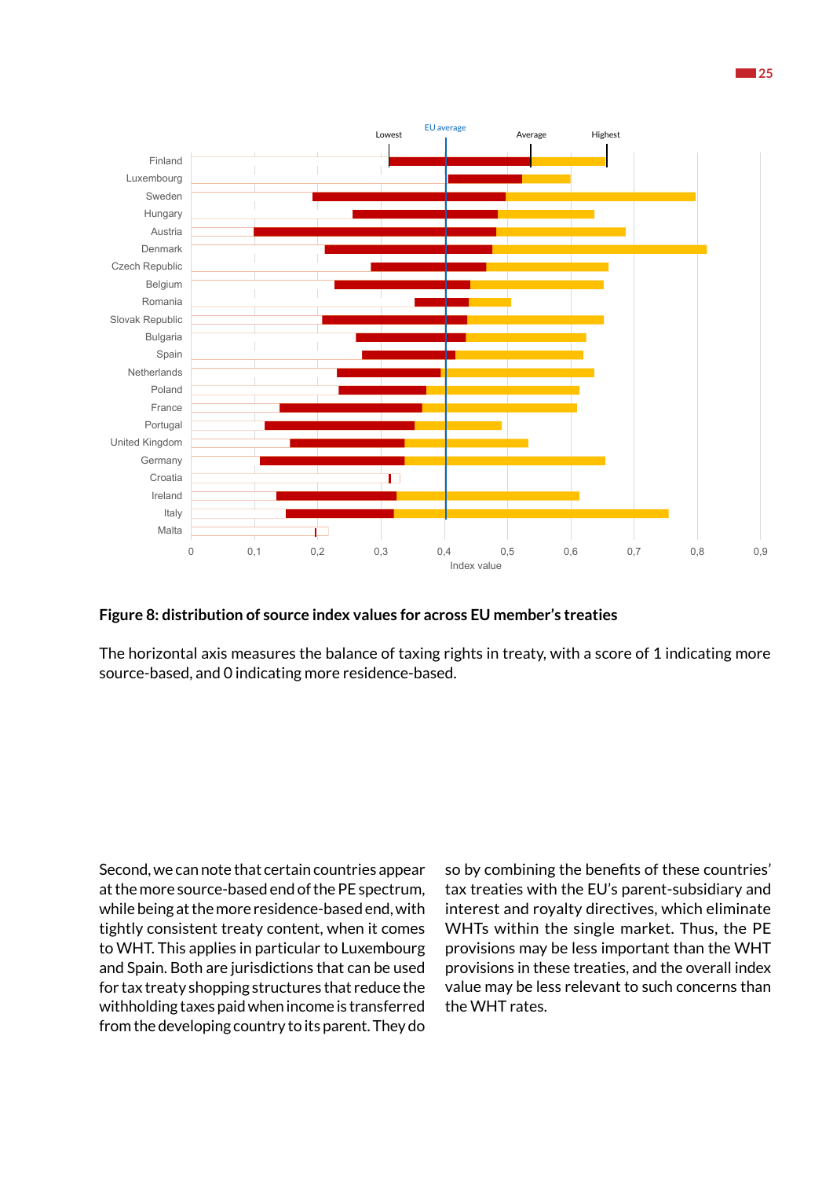**Figure 8: distribution of source index values for across EU member's treaties**

The horizontal axis measures the balance of taxing rights in treaty, with a score of 1 indicating more source-based, and 0 indicating more residence-based.

Second, we can note that certain countries appear at the more source-based end of the PE spectrum, while being at the more residence-based end, with tightly consistent treaty content, when it comes to WHT. This applies in particular to Luxembourg and Spain. Both are jurisdictions that can be used for tax treaty shopping structures that reduce the withholding taxes paid when income is transferred from the developing country to its parent. They do so by combining the benefits of these countries' tax treaties with the EU's parent-subsidiary and interest and royalty directives, which eliminate WHTs within the single market. Thus, the PE provisions may be less important than the WHT provisions in these treaties, and the overall index value may be less relevant to such concerns than the WHT rates.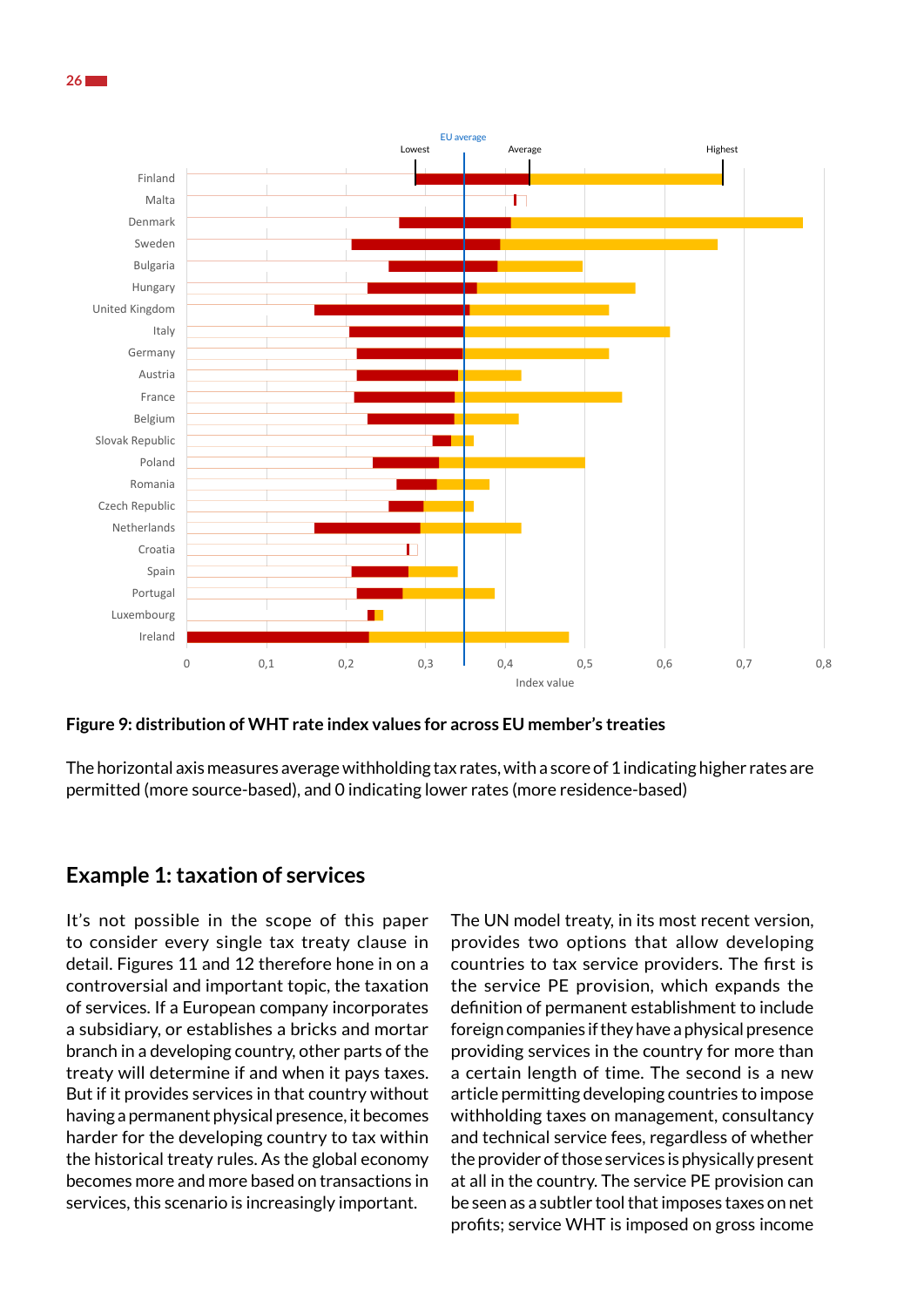**Figure 9: distribution of WHT rate index values for across EU member's treaties**

The horizontal axis measures average withholding tax rates, with a score of 1 indicating higher rates are permitted (more source-based), and 0 indicating lower rates (more residence-based)

## Example 1: taxation of services

It's not possible in the scope of this paper to consider every single tax treaty clause in detail. Figures 11 and 12 therefore hone in on a controversial and important topic, the taxation of services. If a European company incorporates a subsidiary, or establishes a bricks and mortar branch in a developing country, other parts of the treaty will determine if and when it pays taxes. But if it provides services in that country without having a permanent physical presence, it becomes harder for the developing country to tax within the historical treaty rules. As the global economy becomes more and more based on transactions in services, this scenario is increasingly important.

The UN model treaty, in its most recent version, provides two options that allow developing countries to tax service providers. The first is the service PE provision, which expands the definition of permanent establishment to include foreign companies if they have a physical presence providing services in the country for more than a certain length of time. The second is a new article permitting developing countries to impose withholding taxes on management, consultancy and technical service fees, regardless of whether the provider of those services is physically present at all in the country. The service PE provision can be seen as a subtler tool that imposes taxes on net profits; service WHT is imposed on gross income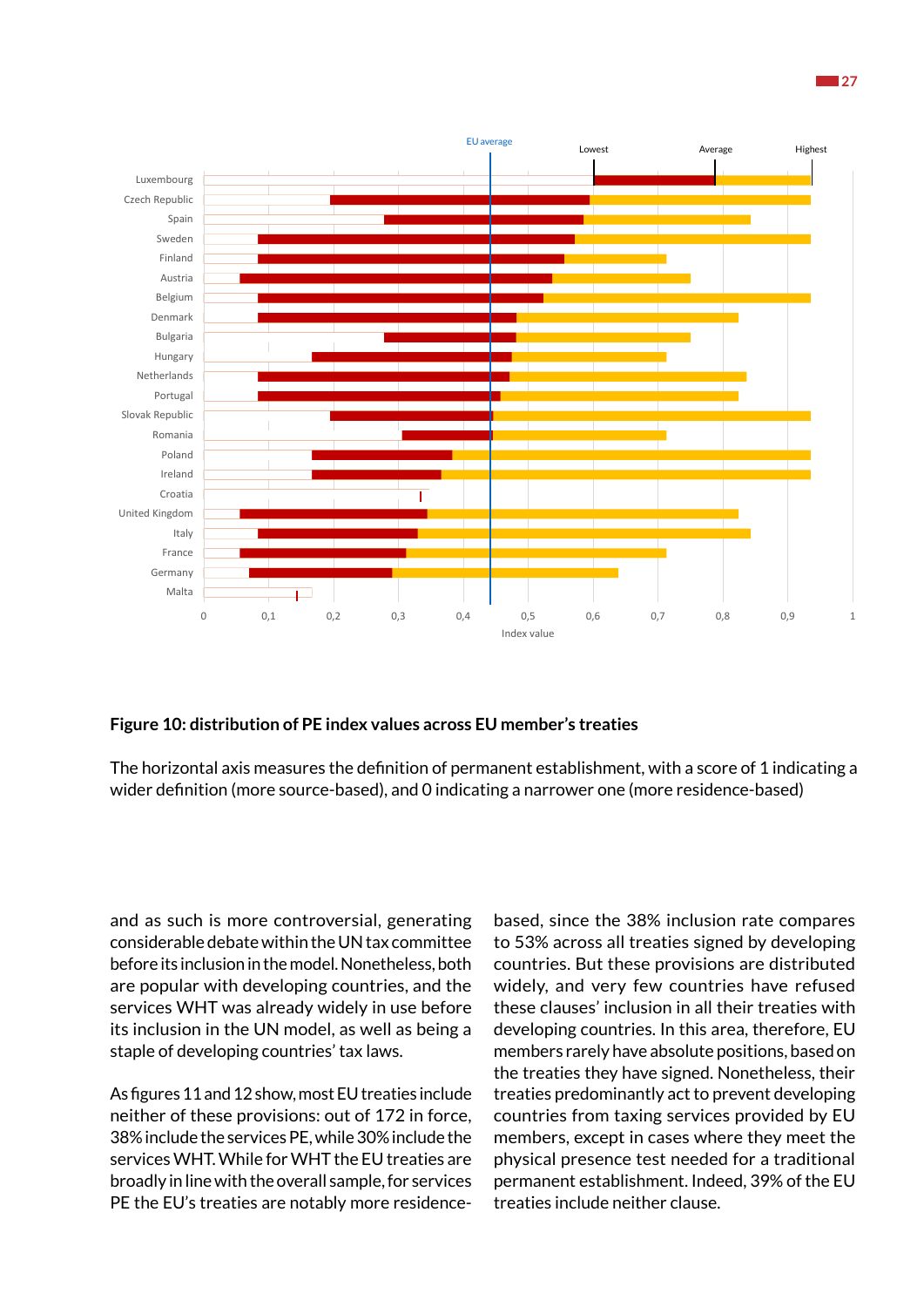**Figure 10: distribution of PE index values across EU member's treaties**

The horizontal axis measures the definition of permanent establishment, with a score of 1 indicating a wider definition (more source-based), and 0 indicating a narrower one (more residence-based)

and as such is more controversial, generating considerable debate within the UN tax committee before its inclusion in the model. Nonetheless, both are popular with developing countries, and the services WHT was already widely in use before its inclusion in the UN model, as well as being a staple of developing countries' tax laws.

As figures 11 and 12 show, most EU treaties include neither of these provisions: out of 172 in force, 38% include the services PE, while 30% include the services WHT. While for WHT the EU treaties are broadly in line with the overall sample, for services PE the EU's treaties are notably more residence-based, since the 38% inclusion rate compares to 53% across all treaties signed by developing countries. But these provisions are distributed widely, and very few countries have refused these clauses' inclusion in all their treaties with developing countries. In this area, therefore, EU members rarely have absolute positions, based on the treaties they have signed. Nonetheless, their treaties predominantly act to prevent developing countries from taxing services provided by EU members, except in cases where they meet the physical presence test needed for a traditional permanent establishment. Indeed, 39% of the EU treaties include neither clause.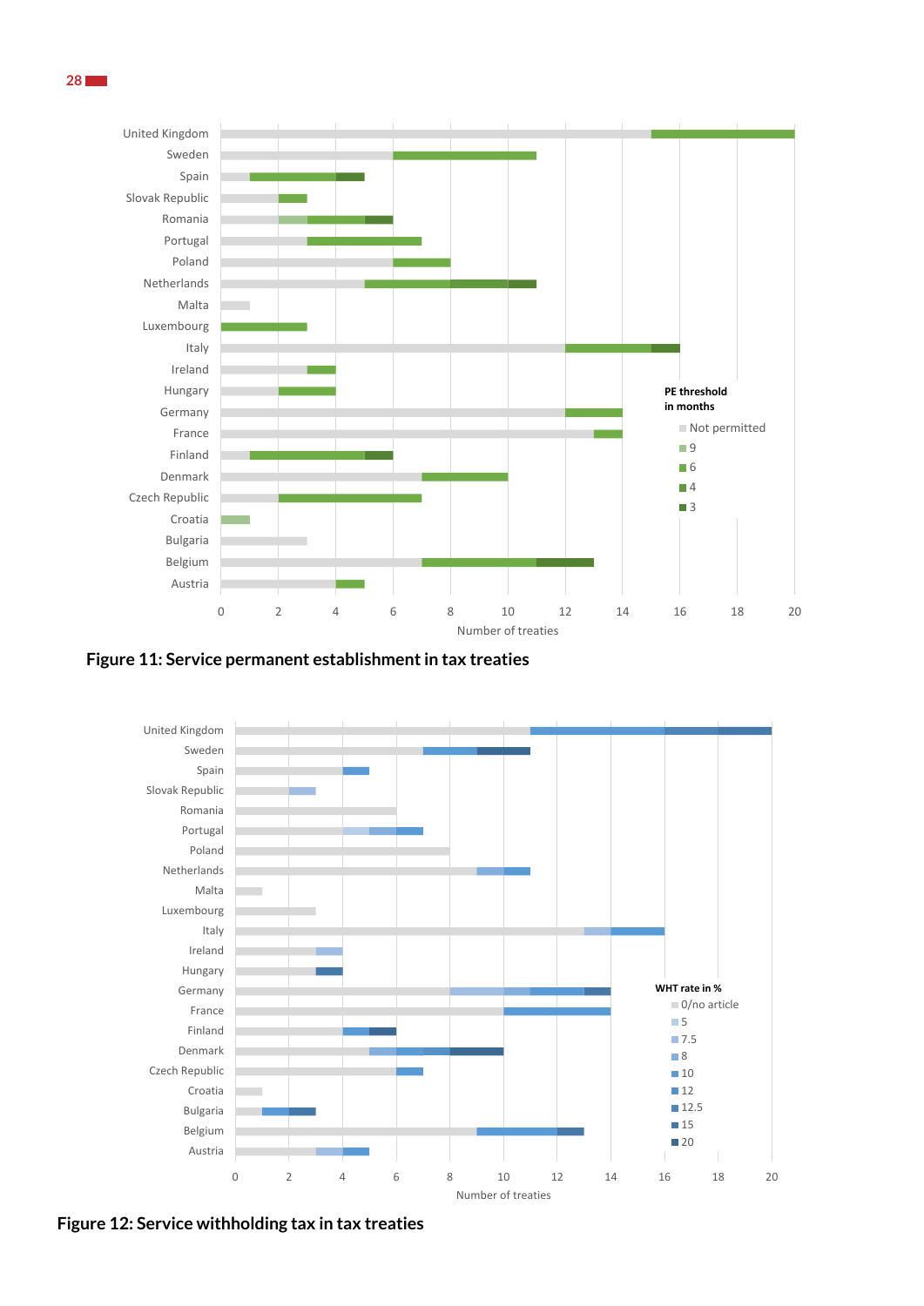**Figure 11: Service permanent establishment in tax treaties**

**Figure 12: Service withholding tax in tax treaties**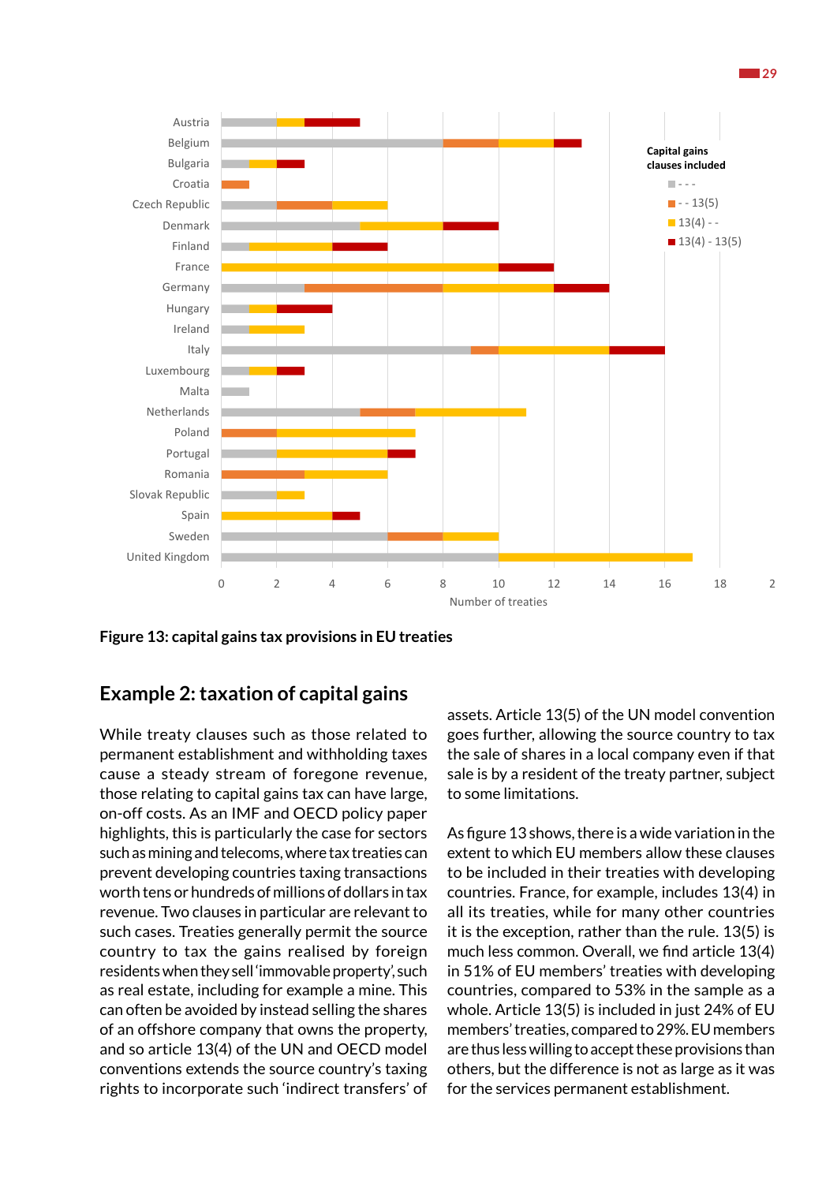Figure 13: capital gains tax provisions in EU treaties

## Example 2: taxation of capital gains

While treaty clauses such as those related to permanent establishment and withholding taxes cause a steady stream of foregone revenue, those relating to capital gains tax can have large, on-off costs. As an IMF and OECD policy paper highlights, this is particularly the case for sectors such as mining and telecoms, where tax treaties can prevent developing countries taxing transactions worth tens or hundreds of millions of dollars in tax revenue. Two clauses in particular are relevant to such cases. Treaties generally permit the source country to tax the gains realised by foreign residents when they sell 'immovable property', such as real estate, including for example a mine. This can often be avoided by instead selling the shares of an offshore company that owns the property, and so article 13(4) of the UN and OECD model conventions extends the source country's taxing rights to incorporate such 'indirect transfers' of assets. Article 13(5) of the UN model convention goes further, allowing the source country to tax the sale of shares in a local company even if that sale is by a resident of the treaty partner, subject to some limitations.

As figure 13 shows, there is a wide variation in the extent to which EU members allow these clauses to be included in their treaties with developing countries. France, for example, includes 13(4) in all its treaties, while for many other countries it is the exception, rather than the rule. 13(5) is much less common. Overall, we find article 13(4) in 51% of EU members' treaties with developing countries, compared to 53% in the sample as a whole. Article 13(5) is included in just 24% of EU members' treaties, compared to 29%. EU members are thus less willing to accept these provisions than others, but the difference is not as large as it was for the services permanent establishment.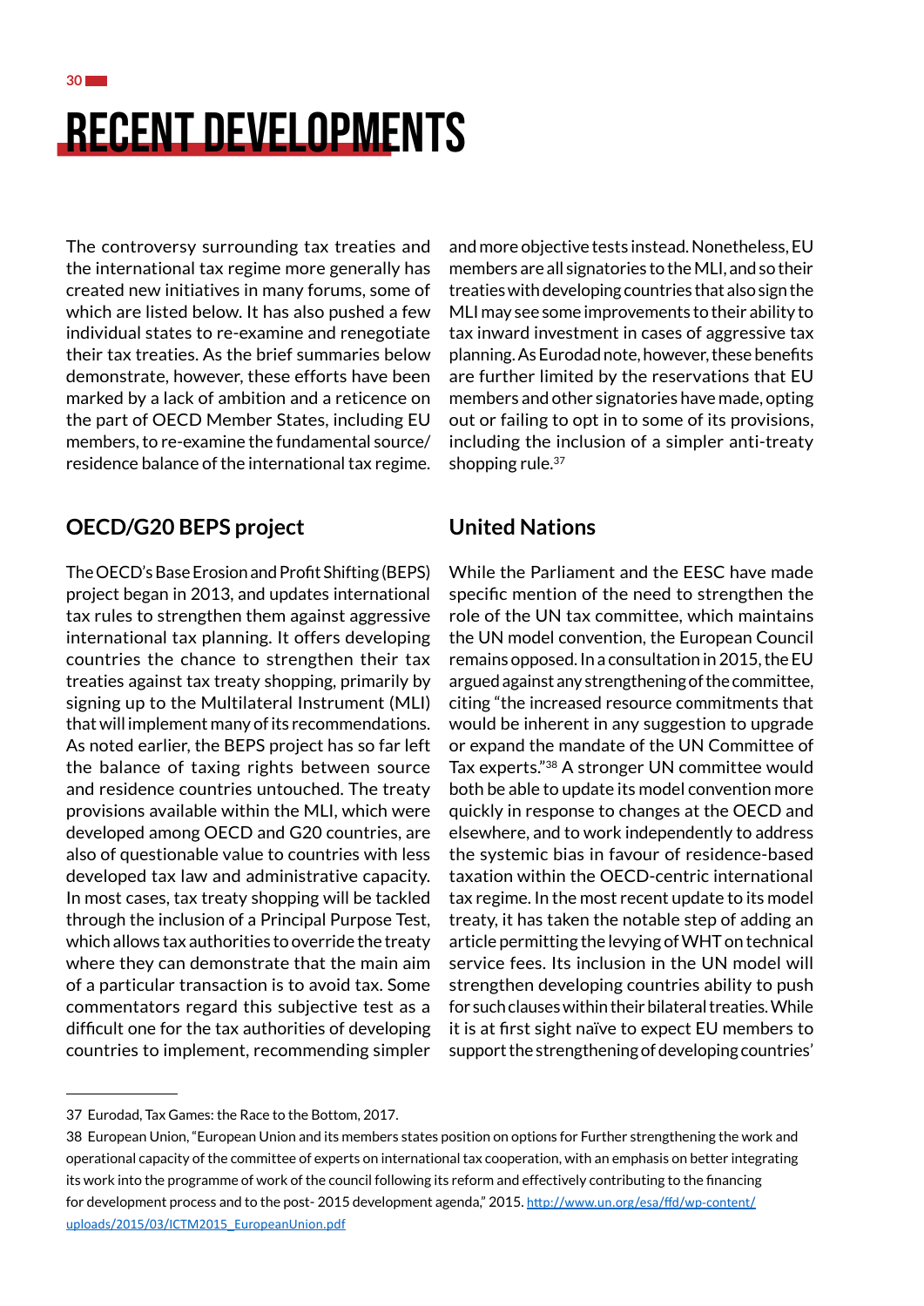# RECENT DEVELOPMENTS

The controversy surrounding tax treaties and the international tax regime more generally has created new initiatives in many forums, some of which are listed below. It has also pushed a few individual states to re-examine and renegotiate their tax treaties. As the brief summaries below demonstrate, however, these efforts have been marked by a lack of ambition and a reticence on the part of OECD Member States, including EU members, to re-examine the fundamental source/residence balance of the international tax regime.

## OECD/G20 BEPS project

The OECD's Base Erosion and Profit Shifting (BEPS) project began in 2013, and updates international tax rules to strengthen them against aggressive international tax planning. It offers developing countries the chance to strengthen their tax treaties against tax treaty shopping, primarily by signing up to the Multilateral Instrument (MLI) that will implement many of its recommendations. As noted earlier, the BEPS project has so far left the balance of taxing rights between source and residence countries untouched. The treaty provisions available within the MLI, which were developed among OECD and G20 countries, are also of questionable value to countries with less developed tax law and administrative capacity. In most cases, tax treaty shopping will be tackled through the inclusion of a Principal Purpose Test, which allows tax authorities to override the treaty where they can demonstrate that the main aim of a particular transaction is to avoid tax. Some commentators regard this subjective test as a difficult one for the tax authorities of developing countries to implement, recommending simpler and more objective tests instead. Nonetheless, EU members are all signatories to the MLI, and so their treaties with developing countries that also sign the MLI may see some improvements to their ability to tax inward investment in cases of aggressive tax planning. As Eurodad note, however, these benefits are further limited by the reservations that EU members and other signatories have made, opting out or failing to opt in to some of its provisions, including the inclusion of a simpler anti-treaty shopping rule.[37]

## United Nations

While the Parliament and the EESC have made specific mention of the need to strengthen the role of the UN tax committee, which maintains the UN model convention, the European Council remains opposed. In a consultation in 2015, the EU argued against any strengthening of the committee, citing "the increased resource commitments that would be inherent in any suggestion to upgrade or expand the mandate of the UN Committee of Tax experts."[38] A stronger UN committee would both be able to update its model convention more quickly in response to changes at the OECD and elsewhere, and to work independently to address the systemic bias in favour of residence-based taxation within the OECD-centric international tax regime. In the most recent update to its model treaty, it has taken the notable step of adding an article permitting the levying of WHT on technical service fees. Its inclusion in the UN model will strengthen developing countries ability to push for such clauses within their bilateral treaties. While it is at first sight naïve to expect EU members to support the strengthening of developing countries'

---

37 Eurodad, Tax Games: the Race to the Bottom, 2017.

38 European Union, "European Union and its members states position on options for Further strengthening the work and operational capacity of the committee of experts on international tax cooperation, with an emphasis on better integrating its work into the programme of work of the council following its reform and effectively contributing to the financing for development process and to the post- 2015 development agenda," 2015. http://www.un.org/esa/ffd/wp-content/uploads/2015/03/ICTM2015_EuropeanUnion.pdf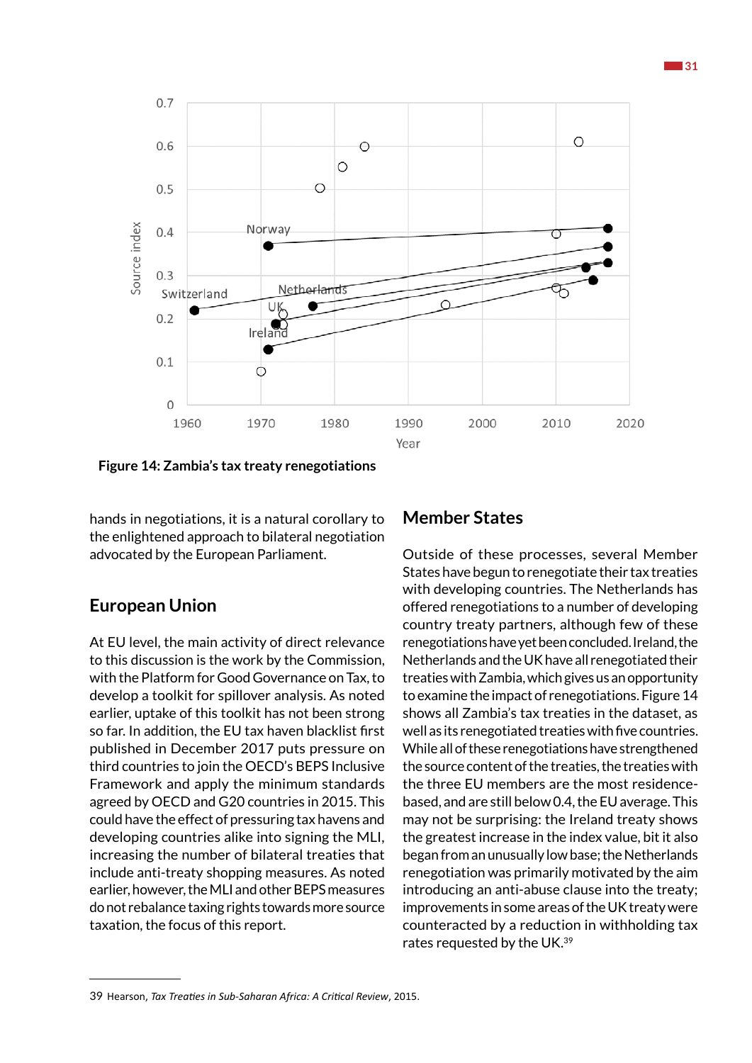**Figure 14: Zambia's tax treaty renegotiations**

hands in negotiations, it is a natural corollary to the enlightened approach to bilateral negotiation advocated by the European Parliament.

## European Union

At EU level, the main activity of direct relevance to this discussion is the work by the Commission, with the Platform for Good Governance on Tax, to develop a toolkit for spillover analysis. As noted earlier, uptake of this toolkit has not been strong so far. In addition, the EU tax haven blacklist first published in December 2017 puts pressure on third countries to join the OECD's BEPS Inclusive Framework and apply the minimum standards agreed by OECD and G20 countries in 2015. This could have the effect of pressuring tax havens and developing countries alike into signing the MLI, increasing the number of bilateral treaties that include anti-treaty shopping measures. As noted earlier, however, the MLI and other BEPS measures do not rebalance taxing rights towards more source taxation, the focus of this report.

## Member States

Outside of these processes, several Member States have begun to renegotiate their tax treaties with developing countries. The Netherlands has offered renegotiations to a number of developing country treaty partners, although few of these renegotiations have yet been concluded. Ireland, the Netherlands and the UK have all renegotiated their treaties with Zambia, which gives us an opportunity to examine the impact of renegotiations. Figure 14 shows all Zambia's tax treaties in the dataset, as well as its renegotiated treaties with five countries. While all of these renegotiations have strengthened the source content of the treaties, the treaties with the three EU members are the most residence-based, and are still below 0.4, the EU average. This may not be surprising: the Ireland treaty shows the greatest increase in the index value, bit it also began from an unusually low base; the Netherlands renegotiation was primarily motivated by the aim introducing an anti-abuse clause into the treaty; improvements in some areas of the UK treaty were counteracted by a reduction in withholding tax rates requested by the UK.[39]

---

39 Hearson, *Tax Treaties in Sub-Saharan Africa: A Critical Review*, 2015.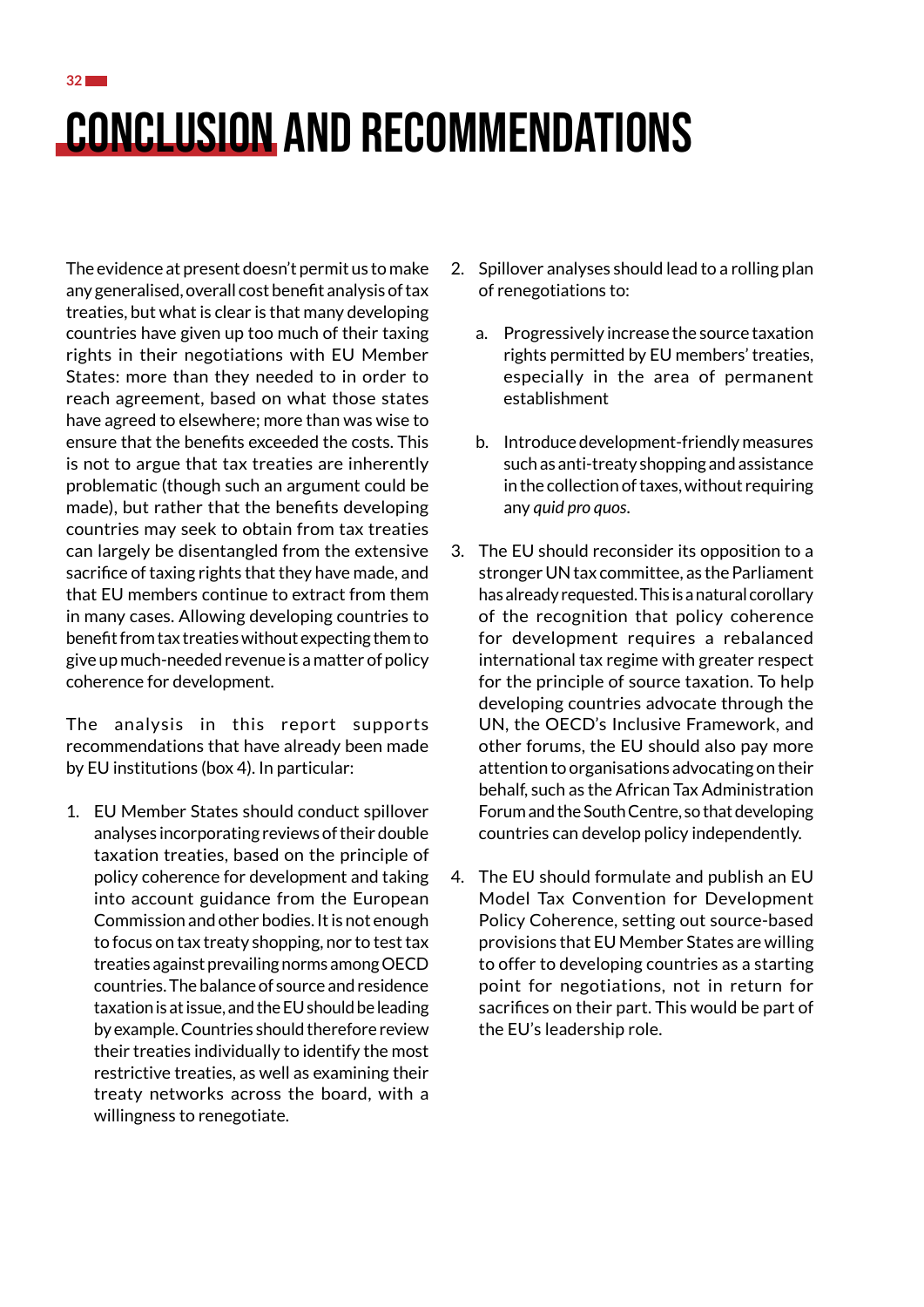# CONCLUSION AND RECOMMENDATIONS

The evidence at present doesn't permit us to make any generalised, overall cost benefit analysis of tax treaties, but what is clear is that many developing countries have given up too much of their taxing rights in their negotiations with EU Member States: more than they needed to in order to reach agreement, based on what those states have agreed to elsewhere; more than was wise to ensure that the benefits exceeded the costs. This is not to argue that tax treaties are inherently problematic (though such an argument could be made), but rather that the benefits developing countries may seek to obtain from tax treaties can largely be disentangled from the extensive sacrifice of taxing rights that they have made, and that EU members continue to extract from them in many cases. Allowing developing countries to benefit from tax treaties without expecting them to give up much-needed revenue is a matter of policy coherence for development.

The analysis in this report supports recommendations that have already been made by EU institutions (box 4). In particular:

1. EU Member States should conduct spillover analyses incorporating reviews of their double taxation treaties, based on the principle of policy coherence for development and taking into account guidance from the European Commission and other bodies. It is not enough to focus on tax treaty shopping, nor to test tax treaties against prevailing norms among OECD countries. The balance of source and residence taxation is at issue, and the EU should be leading by example. Countries should therefore review their treaties individually to identify the most restrictive treaties, as well as examining their treaty networks across the board, with a willingness to renegotiate.

2. Spillover analyses should lead to a rolling plan of renegotiations to:

   a. Progressively increase the source taxation rights permitted by EU members' treaties, especially in the area of permanent establishment

   b. Introduce development-friendly measures such as anti-treaty shopping and assistance in the collection of taxes, without requiring any *quid pro quos*.

3. The EU should reconsider its opposition to a stronger UN tax committee, as the Parliament has already requested. This is a natural corollary of the recognition that policy coherence for development requires a rebalanced international tax regime with greater respect for the principle of source taxation. To help developing countries advocate through the UN, the OECD's Inclusive Framework, and other forums, the EU should also pay more attention to organisations advocating on their behalf, such as the African Tax Administration Forum and the South Centre, so that developing countries can develop policy independently.

4. The EU should formulate and publish an EU Model Tax Convention for Development Policy Coherence, setting out source-based provisions that EU Member States are willing to offer to developing countries as a starting point for negotiations, not in return for sacrifices on their part. This would be part of the EU's leadership role.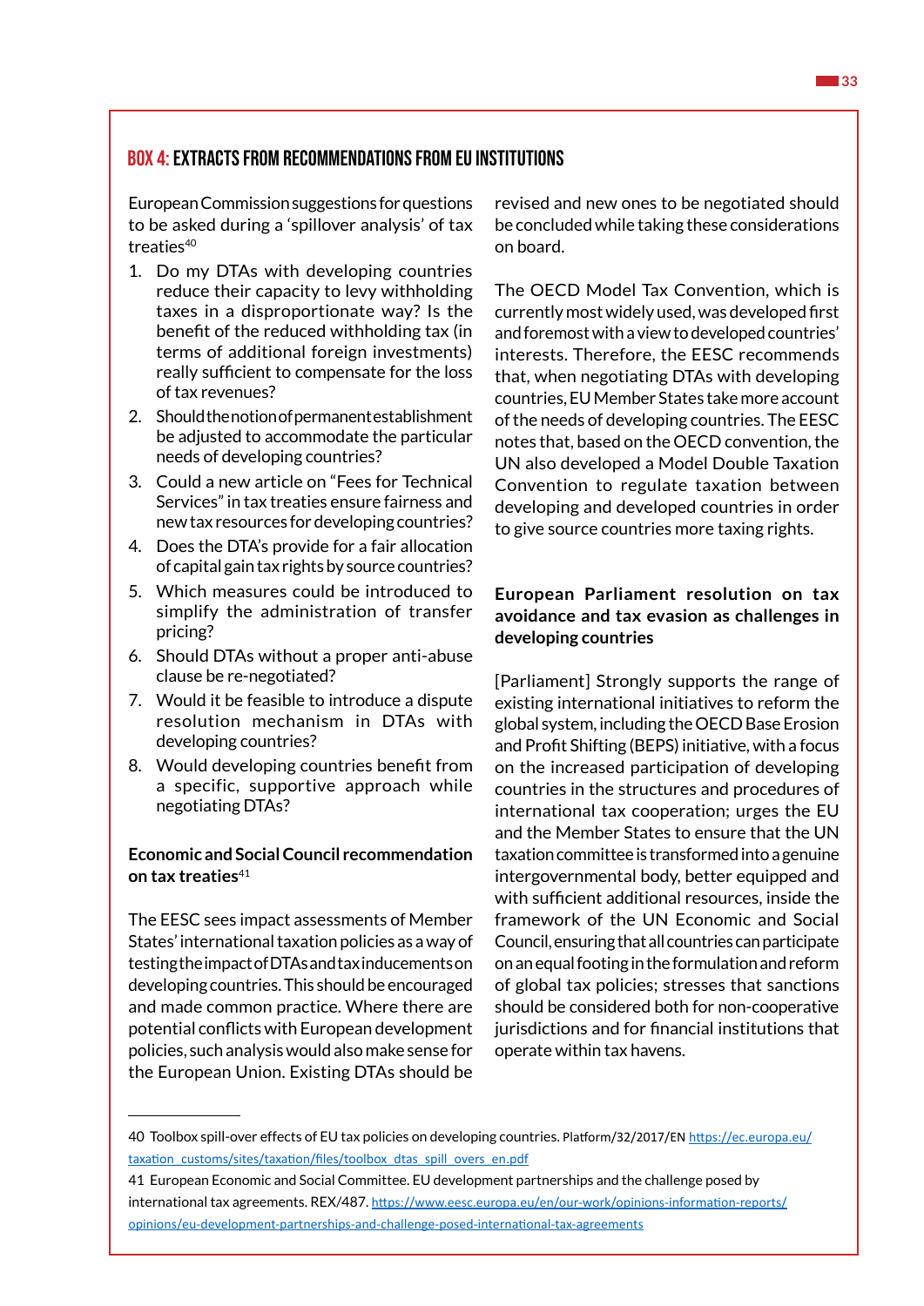## BOX 4: EXTRACTS FROM RECOMMENDATIONS FROM EU INSTITUTIONS

European Commission suggestions for questions to be asked during a 'spillover analysis' of tax treaties[40]

1. Do my DTAs with developing countries reduce their capacity to levy withholding taxes in a disproportionate way? Is the benefit of the reduced withholding tax (in terms of additional foreign investments) really sufficient to compensate for the loss of tax revenues?
2. Should the notion of permanent establishment be adjusted to accommodate the particular needs of developing countries?
3. Could a new article on "Fees for Technical Services" in tax treaties ensure fairness and new tax resources for developing countries?
4. Does the DTA's provide for a fair allocation of capital gain tax rights by source countries?
5. Which measures could be introduced to simplify the administration of transfer pricing?
6. Should DTAs without a proper anti-abuse clause be re-negotiated?
7. Would it be feasible to introduce a dispute resolution mechanism in DTAs with developing countries?
8. Would developing countries benefit from a specific, supportive approach while negotiating DTAs?

**Economic and Social Council recommendation on tax treaties**[41]

The EESC sees impact assessments of Member States' international taxation policies as a way of testing the impact of DTAs and tax inducements on developing countries. This should be encouraged and made common practice. Where there are potential conflicts with European development policies, such analysis would also make sense for the European Union. Existing DTAs should be revised and new ones to be negotiated should be concluded while taking these considerations on board.

The OECD Model Tax Convention, which is currently most widely used, was developed first and foremost with a view to developed countries' interests. Therefore, the EESC recommends that, when negotiating DTAs with developing countries, EU Member States take more account of the needs of developing countries. The EESC notes that, based on the OECD convention, the UN also developed a Model Double Taxation Convention to regulate taxation between developing and developed countries in order to give source countries more taxing rights.

**European Parliament resolution on tax avoidance and tax evasion as challenges in developing countries**

[Parliament] Strongly supports the range of existing international initiatives to reform the global system, including the OECD Base Erosion and Profit Shifting (BEPS) initiative, with a focus on the increased participation of developing countries in the structures and procedures of international tax cooperation; urges the EU and the Member States to ensure that the UN taxation committee is transformed into a genuine intergovernmental body, better equipped and with sufficient additional resources, inside the framework of the UN Economic and Social Council, ensuring that all countries can participate on an equal footing in the formulation and reform of global tax policies; stresses that sanctions should be considered both for non-cooperative jurisdictions and for financial institutions that operate within tax havens.

---

40 Toolbox spill-over effects of EU tax policies on developing countries. Platform/32/2017/EN https://ec.europa.eu/taxation_customs/sites/taxation/files/toolbox_dtas_spill_overs_en.pdf

41 European Economic and Social Committee. EU development partnerships and the challenge posed by international tax agreements. REX/487. https://www.eesc.europa.eu/en/our-work/opinions-information-reports/opinions/eu-development-partnerships-and-challenge-posed-international-tax-agreements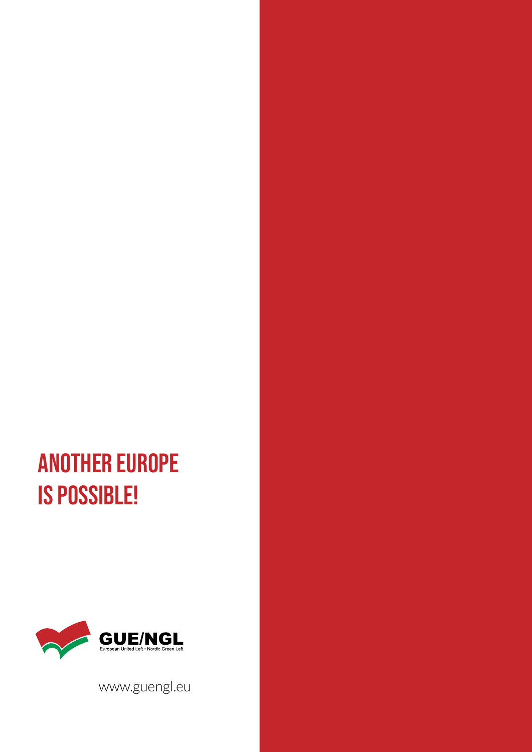# ANOTHER EUROPE IS POSSIBLE!

GUE/NGL

European United Left • Nordic Green Left

www.guengl.eu